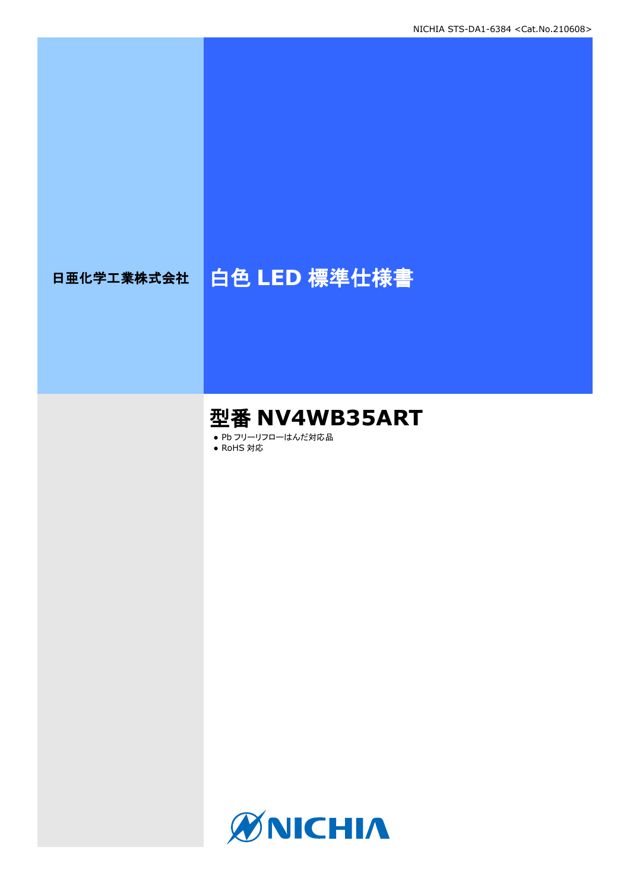日亜化学工業株式会社

# 白色 LED 標準仕様書

## 型番 NV4WB35ART

- Pb フリーリフローはんだ対応品
- RoHS 対応

NICHIA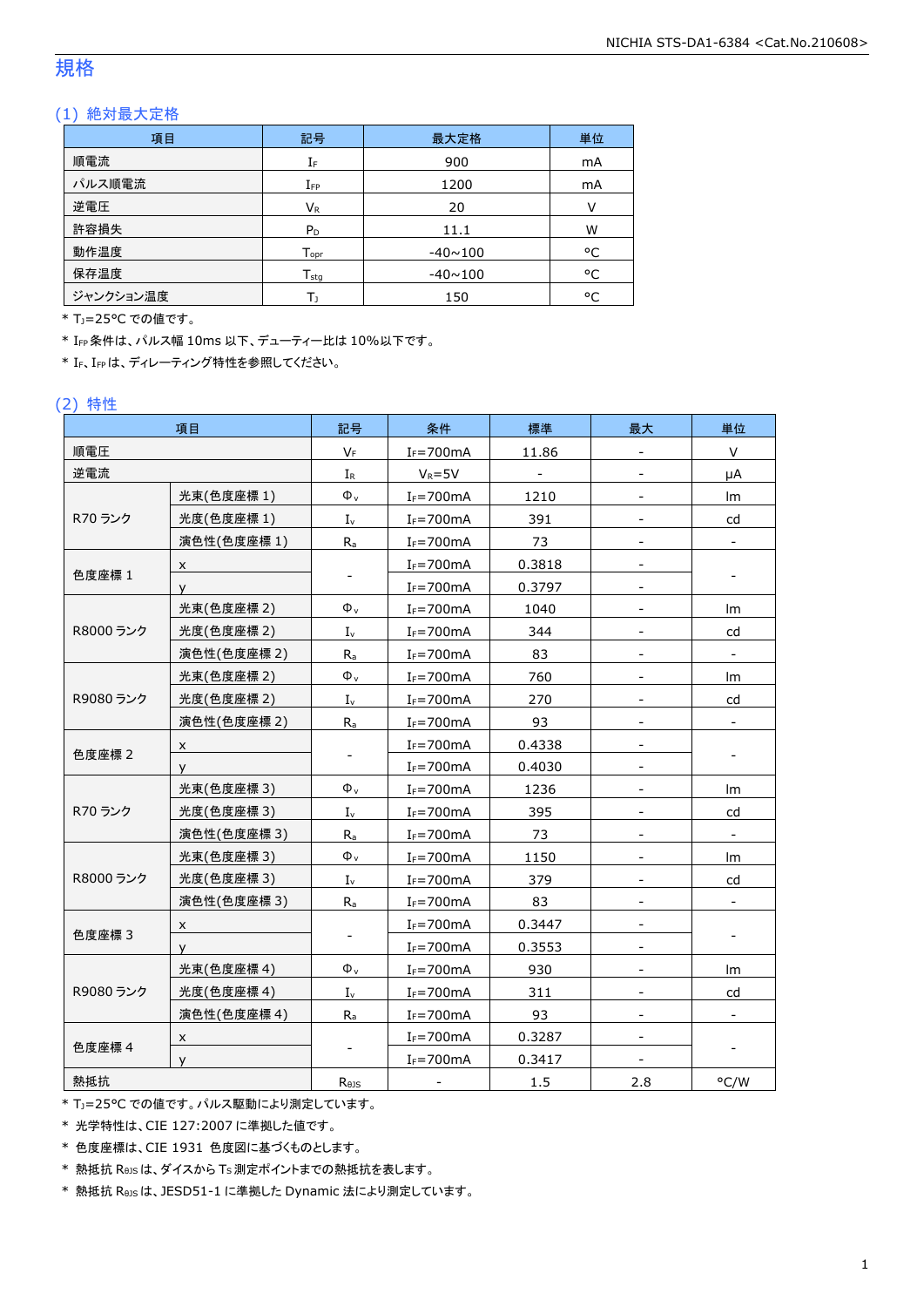## 規格

### (1) 絶対最大定格

| 項目 | 記号 | 最大定格 | 単位 |
|---|---|---|---|
| 順電流 | $I_F$ | 900 | mA |
| パルス順電流 | $I_{FP}$ | 1200 | mA |
| 逆電圧 | $V_R$ | 20 | V |
| 許容損失 | $P_D$ | 11.1 | W |
| 動作温度 | $T_{opr}$ | -40～100 | °C |
| 保存温度 | $T_{stg}$ | -40～100 | °C |
| ジャンクション温度 | $T_J$ | 150 | °C |

* $T_J$=25°C での値です。
* $I_{FP}$条件は、パルス幅 10ms 以下、デューティー比は 10%以下です。
* $I_F$、$I_{FP}$は、ディレーティング特性を参照してください。

### (2) 特性

| 項目 | | 記号 | 条件 | 標準 | 最大 | 単位 |
|---|---|---|---|---|---|---|
| 順電圧 | | $V_F$ | $I_F$=700mA | 11.86 | - | V |
| 逆電流 | | $I_R$ | $V_R$=5V | - | - | μA |
| R70 ランク | 光束(色度座標 1) | $\Phi_v$ | $I_F$=700mA | 1210 | - | lm |
| | 光度(色度座標 1) | $I_v$ | $I_F$=700mA | 391 | - | cd |
| | 演色性(色度座標 1) | $R_a$ | $I_F$=700mA | 73 | - | - |
| 色度座標 1 | x | - | $I_F$=700mA | 0.3818 | - | - |
| | y | | $I_F$=700mA | 0.3797 | - | |
| R8000 ランク | 光束(色度座標 2) | $\Phi_v$ | $I_F$=700mA | 1040 | - | lm |
| | 光度(色度座標 2) | $I_v$ | $I_F$=700mA | 344 | - | cd |
| | 演色性(色度座標 2) | $R_a$ | $I_F$=700mA | 83 | - | - |
| R9080 ランク | 光束(色度座標 2) | $\Phi_v$ | $I_F$=700mA | 760 | - | lm |
| | 光度(色度座標 2) | $I_v$ | $I_F$=700mA | 270 | - | cd |
| | 演色性(色度座標 2) | $R_a$ | $I_F$=700mA | 93 | - | - |
| 色度座標 2 | x | - | $I_F$=700mA | 0.4338 | - | - |
| | y | | $I_F$=700mA | 0.4030 | - | |
| R70 ランク | 光束(色度座標 3) | $\Phi_v$ | $I_F$=700mA | 1236 | - | lm |
| | 光度(色度座標 3) | $I_v$ | $I_F$=700mA | 395 | - | cd |
| | 演色性(色度座標 3) | $R_a$ | $I_F$=700mA | 73 | - | - |
| R8000 ランク | 光束(色度座標 3) | $\Phi_v$ | $I_F$=700mA | 1150 | - | lm |
| | 光度(色度座標 3) | $I_v$ | $I_F$=700mA | 379 | - | cd |
| | 演色性(色度座標 3) | $R_a$ | $I_F$=700mA | 83 | - | - |
| 色度座標 3 | x | - | $I_F$=700mA | 0.3447 | - | - |
| | y | | $I_F$=700mA | 0.3553 | - | |
| R9080 ランク | 光束(色度座標 4) | $\Phi_v$ | $I_F$=700mA | 930 | - | lm |
| | 光度(色度座標 4) | $I_v$ | $I_F$=700mA | 311 | - | cd |
| | 演色性(色度座標 4) | $R_a$ | $I_F$=700mA | 93 | - | - |
| 色度座標 4 | x | - | $I_F$=700mA | 0.3287 | - | - |
| | y | | $I_F$=700mA | 0.3417 | - | |
| 熱抵抗 | | $R_{\theta JS}$ | - | 1.5 | 2.8 | °C/W |

* $T_J$=25°C での値です。パルス駆動により測定しています。
* 光学特性は、CIE 127:2007 に準拠した値です。
* 色度座標は、CIE 1931 色度図に基づくものとします。
* 熱抵抗 $R_{\theta JS}$ は、ダイスから $T_S$ 測定ポイントまでの熱抵抗を表します。
* 熱抵抗 $R_{\theta JS}$ は、JESD51-1 に準拠した Dynamic 法により測定しています。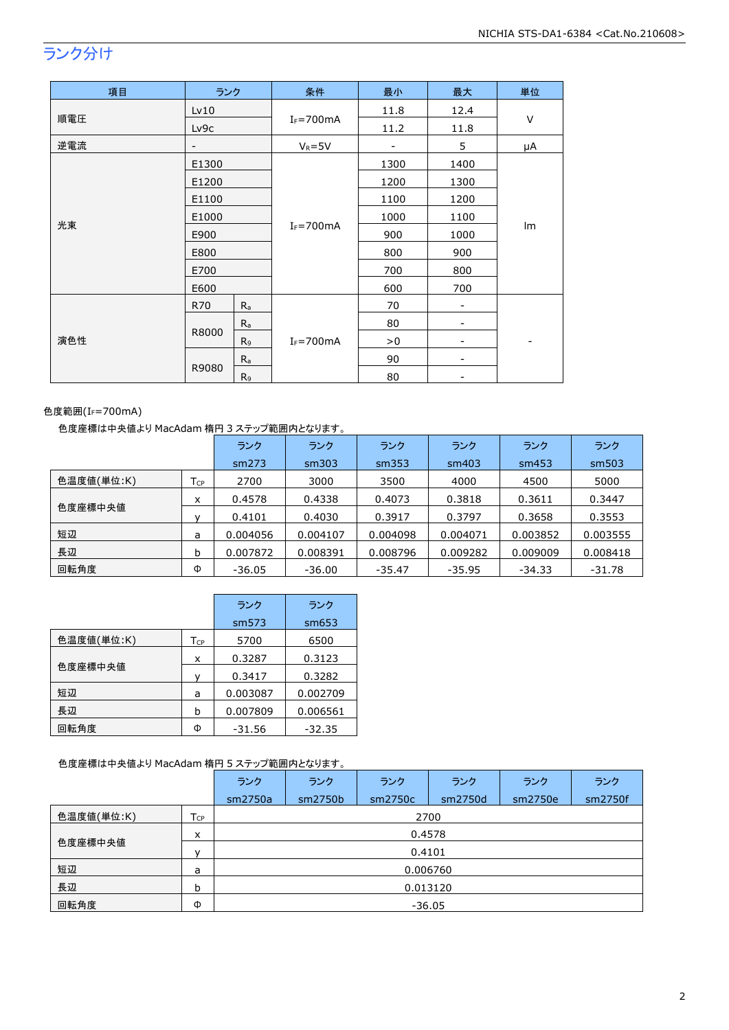## ランク分け

| 項目 | ランク | | 条件 | 最小 | 最大 | 単位 |
|---|---|---|---|---|---|---|
| 順電圧 | Lv10 | | $I_F$=700mA | 11.8 | 12.4 | V |
| | Lv9c | | | 11.2 | 11.8 | |
| 逆電流 | - | | $V_R$=5V | - | 5 | μA |
| 光束 | E1300 | | $I_F$=700mA | 1300 | 1400 | lm |
| | E1200 | | | 1200 | 1300 | |
| | E1100 | | | 1100 | 1200 | |
| | E1000 | | | 1000 | 1100 | |
| | E900 | | | 900 | 1000 | |
| | E800 | | | 800 | 900 | |
| | E700 | | | 700 | 800 | |
| | E600 | | | 600 | 700 | |
| 演色性 | R70 | $R_a$ | $I_F$=700mA | 70 | - | - |
| | R8000 | $R_a$ | | 80 | - | |
| | | $R_9$ | | >0 | - | |
| | R9080 | $R_a$ | | 90 | - | |
| | | $R_9$ | | 80 | - | |

色度範囲($I_F$=700mA)

色度座標は中央値より MacAdam 楕円 3 ステップ範囲内となります。

| | | ランク sm273 | ランク sm303 | ランク sm353 | ランク sm403 | ランク sm453 | ランク sm503 |
|---|---|---|---|---|---|---|---|
| 色温度値(単位:K) | $T_{CP}$ | 2700 | 3000 | 3500 | 4000 | 4500 | 5000 |
| 色度座標中央値 | x | 0.4578 | 0.4338 | 0.4073 | 0.3818 | 0.3611 | 0.3447 |
| | y | 0.4101 | 0.4030 | 0.3917 | 0.3797 | 0.3658 | 0.3553 |
| 短辺 | a | 0.004056 | 0.004107 | 0.004098 | 0.004071 | 0.003852 | 0.003555 |
| 長辺 | b | 0.007872 | 0.008391 | 0.008796 | 0.009282 | 0.009009 | 0.008418 |
| 回転角度 | Φ | -36.05 | -36.00 | -35.47 | -35.95 | -34.33 | -31.78 |

| | | ランク sm573 | ランク sm653 |
|---|---|---|---|
| 色温度値(単位:K) | $T_{CP}$ | 5700 | 6500 |
| 色度座標中央値 | x | 0.3287 | 0.3123 |
| | y | 0.3417 | 0.3282 |
| 短辺 | a | 0.003087 | 0.002709 |
| 長辺 | b | 0.007809 | 0.006561 |
| 回転角度 | Φ | -31.56 | -32.35 |

色度座標は中央値より MacAdam 楕円 5 ステップ範囲内となります。

| | | ランク sm2750a | ランク sm2750b | ランク sm2750c | ランク sm2750d | ランク sm2750e | ランク sm2750f |
|---|---|---|---|---|---|---|---|
| 色温度値(単位:K) | $T_{CP}$ | 2700 | | | | | |
| 色度座標中央値 | x | 0.4578 | | | | | |
| | y | 0.4101 | | | | | |
| 短辺 | a | 0.006760 | | | | | |
| 長辺 | b | 0.013120 | | | | | |
| 回転角度 | Φ | -36.05 | | | | | |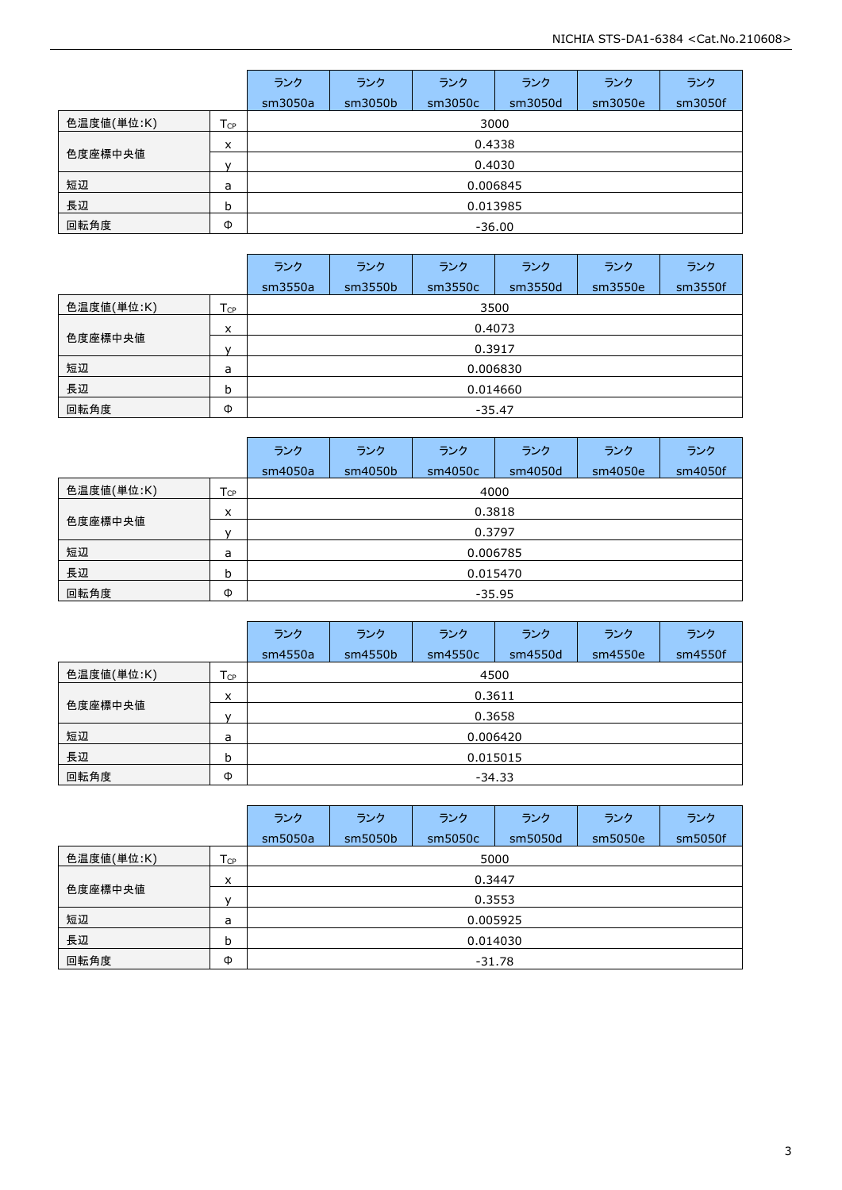| | | ランク sm3050a | ランク sm3050b | ランク sm3050c | ランク sm3050d | ランク sm3050e | ランク sm3050f |
|---|---|---|---|---|---|---|---|
| 色温度値(単位:K) | $T_{CP}$ | 3000 | | | | | |
| 色度座標中央値 | x | 0.4338 | | | | | |
| | y | 0.4030 | | | | | |
| 短辺 | a | 0.006845 | | | | | |
| 長辺 | b | 0.013985 | | | | | |
| 回転角度 | Φ | -36.00 | | | | | |

| | | ランク sm3550a | ランク sm3550b | ランク sm3550c | ランク sm3550d | ランク sm3550e | ランク sm3550f |
|---|---|---|---|---|---|---|---|
| 色温度値(単位:K) | $T_{CP}$ | 3500 | | | | | |
| 色度座標中央値 | x | 0.4073 | | | | | |
| | y | 0.3917 | | | | | |
| 短辺 | a | 0.006830 | | | | | |
| 長辺 | b | 0.014660 | | | | | |
| 回転角度 | Φ | -35.47 | | | | | |

| | | ランク sm4050a | ランク sm4050b | ランク sm4050c | ランク sm4050d | ランク sm4050e | ランク sm4050f |
|---|---|---|---|---|---|---|---|
| 色温度値(単位:K) | $T_{CP}$ | 4000 | | | | | |
| 色度座標中央値 | x | 0.3818 | | | | | |
| | y | 0.3797 | | | | | |
| 短辺 | a | 0.006785 | | | | | |
| 長辺 | b | 0.015470 | | | | | |
| 回転角度 | Φ | -35.95 | | | | | |

| | | ランク sm4550a | ランク sm4550b | ランク sm4550c | ランク sm4550d | ランク sm4550e | ランク sm4550f |
|---|---|---|---|---|---|---|---|
| 色温度値(単位:K) | $T_{CP}$ | 4500 | | | | | |
| 色度座標中央値 | x | 0.3611 | | | | | |
| | y | 0.3658 | | | | | |
| 短辺 | a | 0.006420 | | | | | |
| 長辺 | b | 0.015015 | | | | | |
| 回転角度 | Φ | -34.33 | | | | | |

| | | ランク sm5050a | ランク sm5050b | ランク sm5050c | ランク sm5050d | ランク sm5050e | ランク sm5050f |
|---|---|---|---|---|---|---|---|
| 色温度値(単位:K) | $T_{CP}$ | 5000 | | | | | |
| 色度座標中央値 | x | 0.3447 | | | | | |
| | y | 0.3553 | | | | | |
| 短辺 | a | 0.005925 | | | | | |
| 長辺 | b | 0.014030 | | | | | |
| 回転角度 | Φ | -31.78 | | | | | |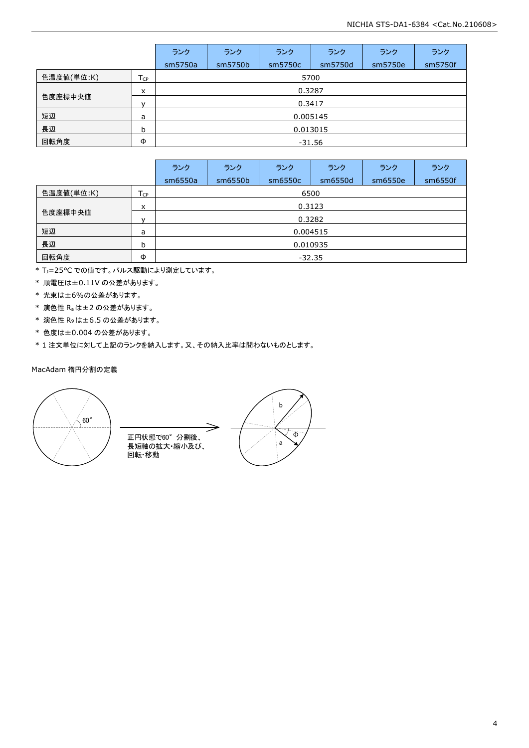| | | ランク sm5750a | ランク sm5750b | ランク sm5750c | ランク sm5750d | ランク sm5750e | ランク sm5750f |
|---|---|---|---|---|---|---|---|
| 色温度値(単位:K) | $T_{CP}$ | 5700 | | | | | |
| 色度座標中央値 | x | 0.3287 | | | | | |
| | y | 0.3417 | | | | | |
| 短辺 | a | 0.005145 | | | | | |
| 長辺 | b | 0.013015 | | | | | |
| 回転角度 | Φ | -31.56 | | | | | |

| | | ランク sm6550a | ランク sm6550b | ランク sm6550c | ランク sm6550d | ランク sm6550e | ランク sm6550f |
|---|---|---|---|---|---|---|---|
| 色温度値(単位:K) | $T_{CP}$ | 6500 | | | | | |
| 色度座標中央値 | x | 0.3123 | | | | | |
| | y | 0.3282 | | | | | |
| 短辺 | a | 0.004515 | | | | | |
| 長辺 | b | 0.010935 | | | | | |
| 回転角度 | Φ | -32.35 | | | | | |

* $T_J$=25°C での値です。パルス駆動により測定しています。
* 順電圧は±0.11V の公差があります。
* 光束は±6%の公差があります。
* 演色性 $R_a$ は±2 の公差があります。
* 演色性 $R_9$ は±6.5 の公差があります。
* 色度は±0.004 の公差があります。
* 1 注文単位に対して上記のランクを納入します。又、その納入比率は問わないものとします。

MacAdam 楕円分割の定義

60°

正円状態で60°分割後、長短軸の拡大･縮小及び、回転･移動

b

a

Φ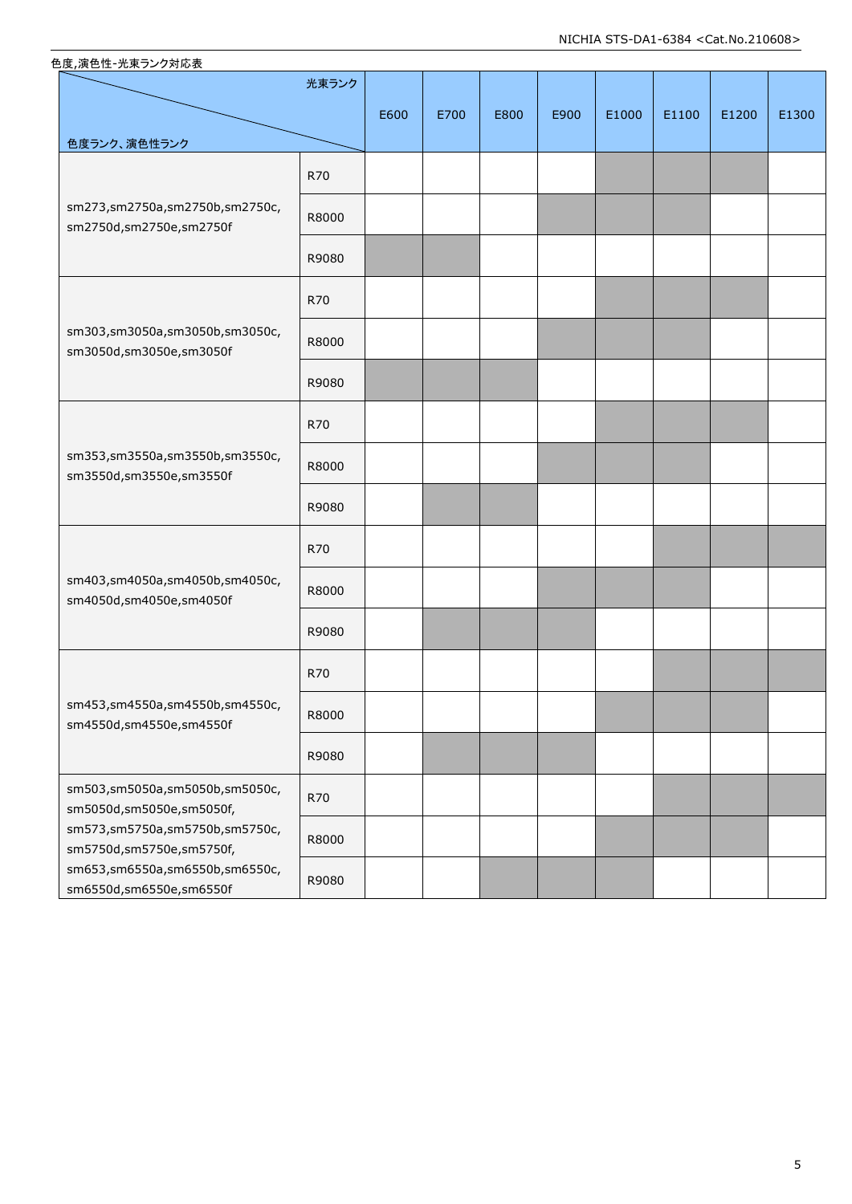色度,演色性-光束ランク対応表

| 色度ランク、演色性ランク ＼ 光束ランク | | E600 | E700 | E800 | E900 | E1000 | E1100 | E1200 | E1300 |
|---|---|---|---|---|---|---|---|---|---|
| sm273,sm2750a,sm2750b,sm2750c, sm2750d,sm2750e,sm2750f | R70 | | | | | ■ | ■ | ■ | |
| | R8000 | | | | ■ | ■ | ■ | | |
| | R9080 | ■ | ■ | | | | | | |
| sm303,sm3050a,sm3050b,sm3050c, sm3050d,sm3050e,sm3050f | R70 | | | | | ■ | ■ | ■ | |
| | R8000 | | | | ■ | ■ | ■ | | |
| | R9080 | ■ | ■ | ■ | | | | | |
| sm353,sm3550a,sm3550b,sm3550c, sm3550d,sm3550e,sm3550f | R70 | | | | | ■ | ■ | ■ | |
| | R8000 | | | | ■ | ■ | ■ | | |
| | R9080 | | ■ | ■ | | | | | |
| sm403,sm4050a,sm4050b,sm4050c, sm4050d,sm4050e,sm4050f | R70 | | | | | | ■ | ■ | ■ |
| | R8000 | | | | ■ | ■ | ■ | | |
| | R9080 | | ■ | ■ | ■ | | | | |
| sm453,sm4550a,sm4550b,sm4550c, sm4550d,sm4550e,sm4550f | R70 | | | | | | ■ | ■ | ■ |
| | R8000 | | | | | ■ | ■ | ■ | |
| | R9080 | | ■ | ■ | ■ | | | | |
| sm503,sm5050a,sm5050b,sm5050c, sm5050d,sm5050e,sm5050f, sm573,sm5750a,sm5750b,sm5750c, sm5750d,sm5750e,sm5750f, sm653,sm6550a,sm6550b,sm6550c, sm6550d,sm6550e,sm6550f | R70 | | | | | | ■ | ■ | ■ |
| | R8000 | | | | | ■ | ■ | ■ | |
| | R9080 | | | ■ | ■ | ■ | | | |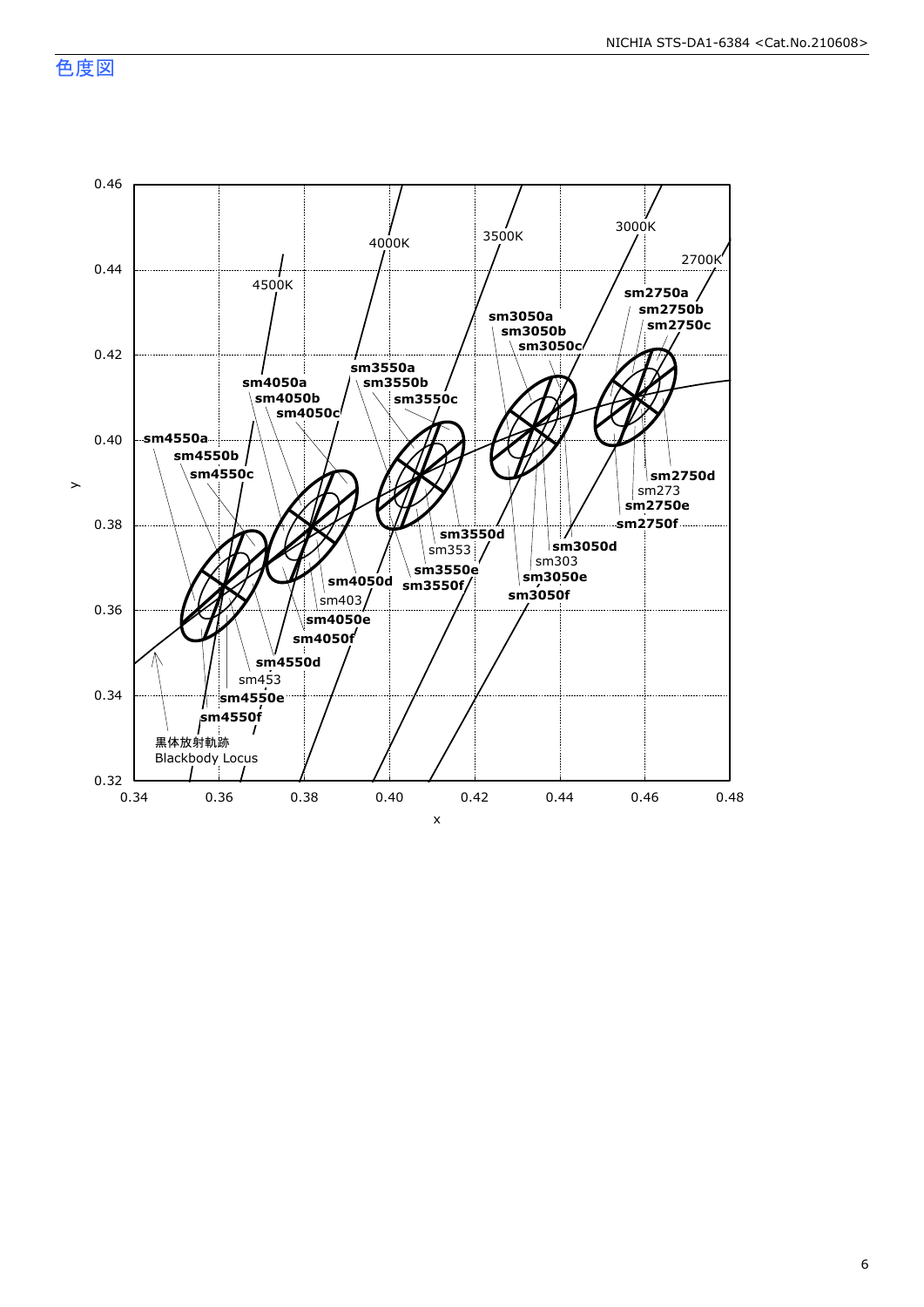# 色度図

0.46
0.44
0.42
0.40
0.38
0.36
0.34
0.32

y

0.34 0.36 0.38 0.40 0.42 0.44 0.46 0.48

x

4500K
4000K
3500K
3000K
2700K

sm4550a
sm4550b
sm4550c
sm4550d
sm453
sm4550e
sm4550f

sm4050a
sm4050b
sm4050c
sm4050d
sm403
sm4050e
sm4050f

sm3550a
sm3550b
sm3550c
sm3550d
sm353
sm3550e
sm3550f

sm3050a
sm3050b
sm3050c
sm3050d
sm303
sm3050e
sm3050f

sm2750a
sm2750b
sm2750c
sm2750d
sm273
sm2750e
sm2750f

黒体放射軌跡
Blackbody Locus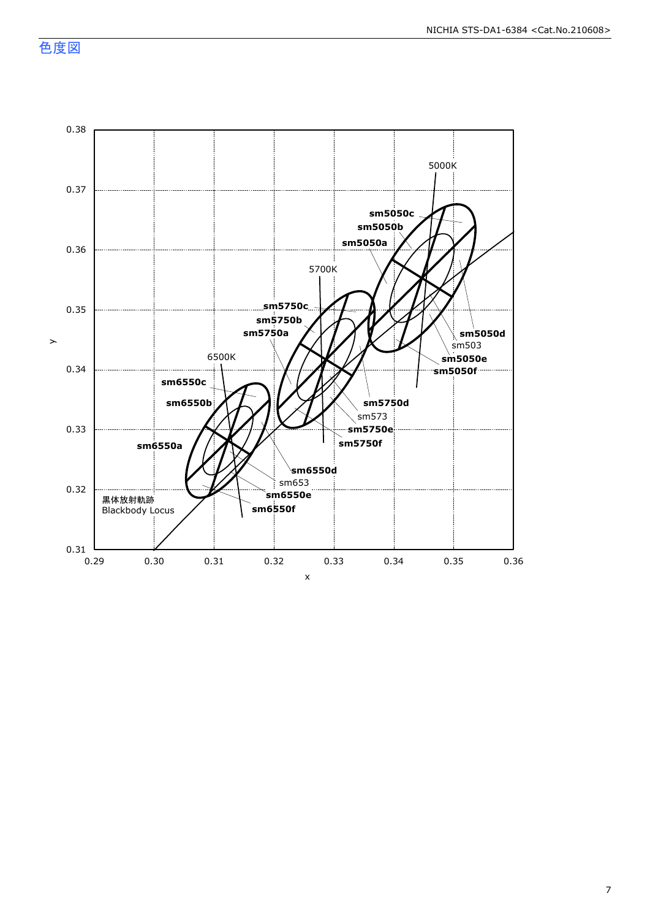## 色度図

0.38
0.37
0.36
0.35
0.34
0.33
0.32
0.31

y

0.29 0.30 0.31 0.32 0.33 0.34 0.35 0.36

x

5000K
5700K
6500K

sm5050c
sm5050b
sm5050a
sm5050d
sm503
sm5050e
sm5050f

sm5750c
sm5750b
sm5750a
sm5750d
sm573
sm5750e
sm5750f

sm6550c
sm6550b
sm6550a
sm6550d
sm653
sm6550e
sm6550f

黒体放射軌跡
Blackbody Locus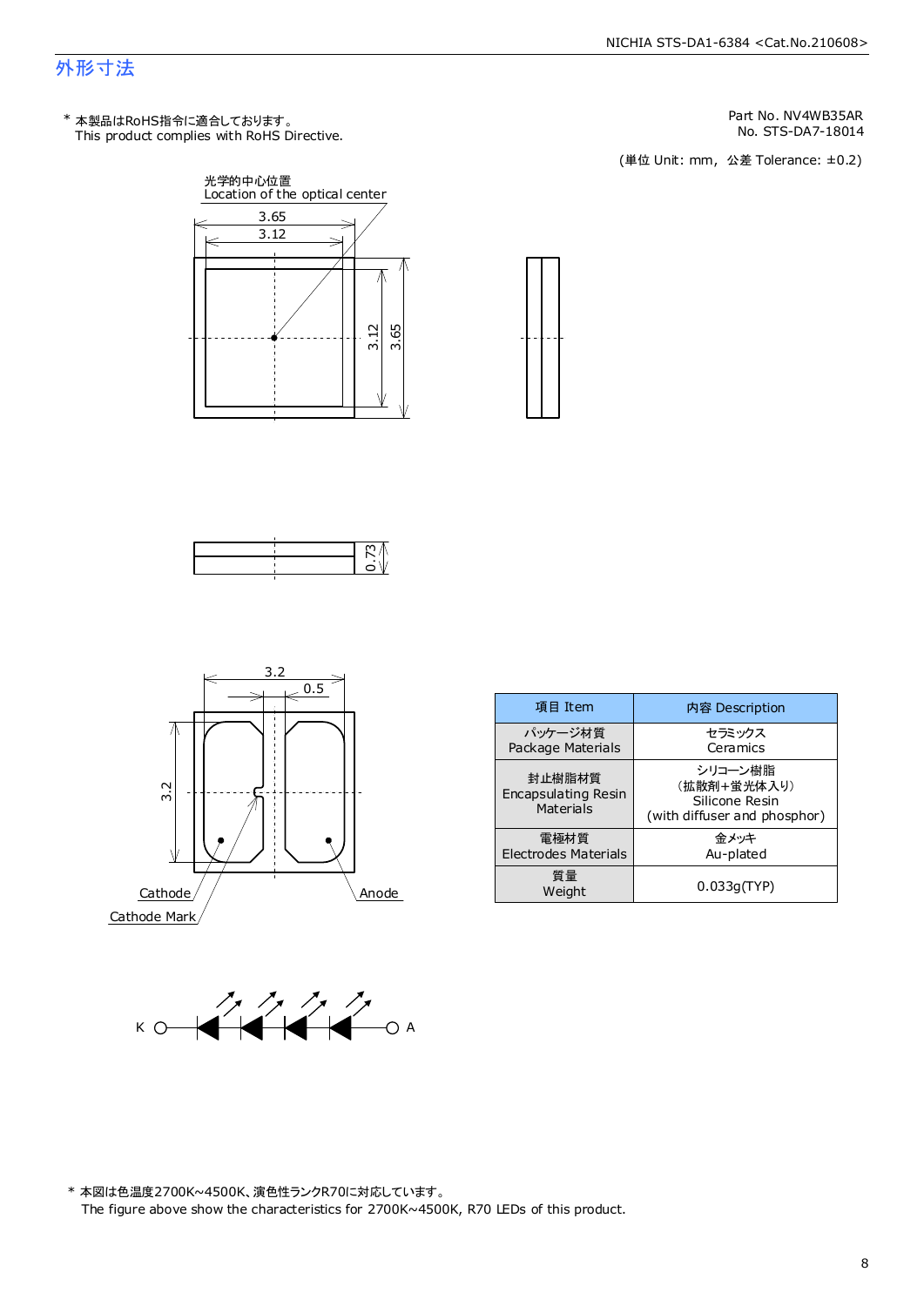# 外形寸法

\* 本製品はRoHS指令に適合しております。
This product complies with RoHS Directive.

Part No. NV4WB35AR
No. STS-DA7-18014

(単位 Unit: mm, 公差 Tolerance: ±0.2)

光学的中心位置
Location of the optical center

3.65
3.12
3.12
3.65

0.73

3.2
0.5
3.2

Cathode
Cathode Mark
Anode

| 項目 Item | 内容 Description |
|---|---|
| パッケージ材質<br>Package Materials | セラミックス<br>Ceramics |
| 封止樹脂材質<br>Encapsulating Resin Materials | シリコーン樹脂<br>（拡散剤+蛍光体入り）<br>Silicone Resin<br>(with diffuser and phosphor) |
| 電極材質<br>Electrodes Materials | 金メッキ<br>Au-plated |
| 質量<br>Weight | 0.033g(TYP) |

K A

\* 本図は色温度2700K~4500K、演色性ランクR70に対応しています。
The figure above show the characteristics for 2700K~4500K, R70 LEDs of this product.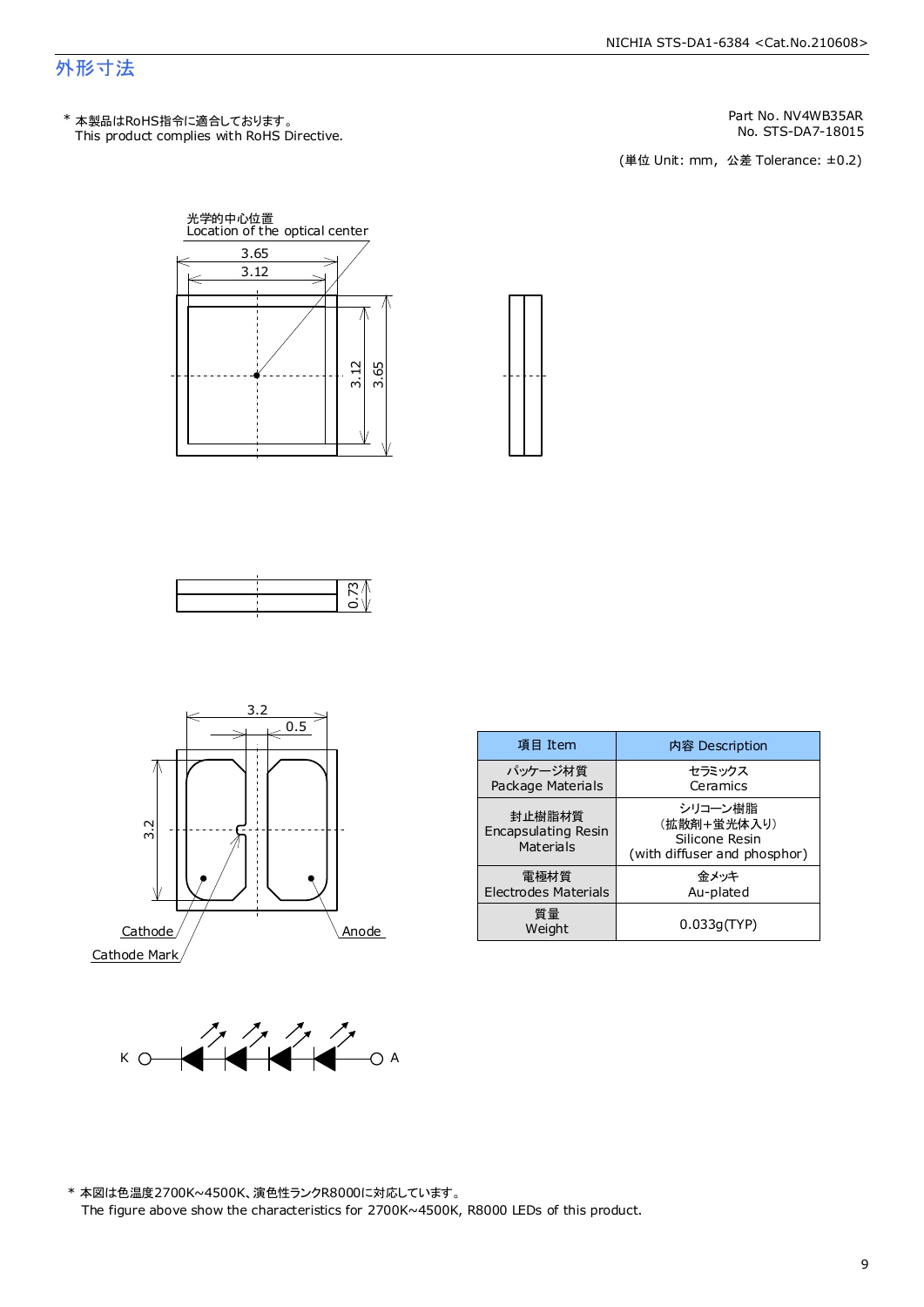# 外形寸法

\* 本製品はRoHS指令に適合しております。
This product complies with RoHS Directive.

Part No. NV4WB35AR
No. STS-DA7-18015

(単位 Unit: mm, 公差 Tolerance: ±0.2)

光学的中心位置
Location of the optical center

3.65
3.12
3.12
3.65

0.73

3.2
0.5
3.2

Cathode
Cathode Mark
Anode

K A

| 項目 Item | 内容 Description |
|---|---|
| パッケージ材質<br>Package Materials | セラミックス<br>Ceramics |
| 封止樹脂材質<br>Encapsulating Resin<br>Materials | シリコーン樹脂<br>(拡散剤+蛍光体入り)<br>Silicone Resin<br>(with diffuser and phosphor) |
| 電極材質<br>Electrodes Materials | 金メッキ<br>Au-plated |
| 質量<br>Weight | 0.033g(TYP) |

\* 本図は色温度2700K~4500K、演色性ランクR8000に対応しています。
The figure above show the characteristics for 2700K~4500K, R8000 LEDs of this product.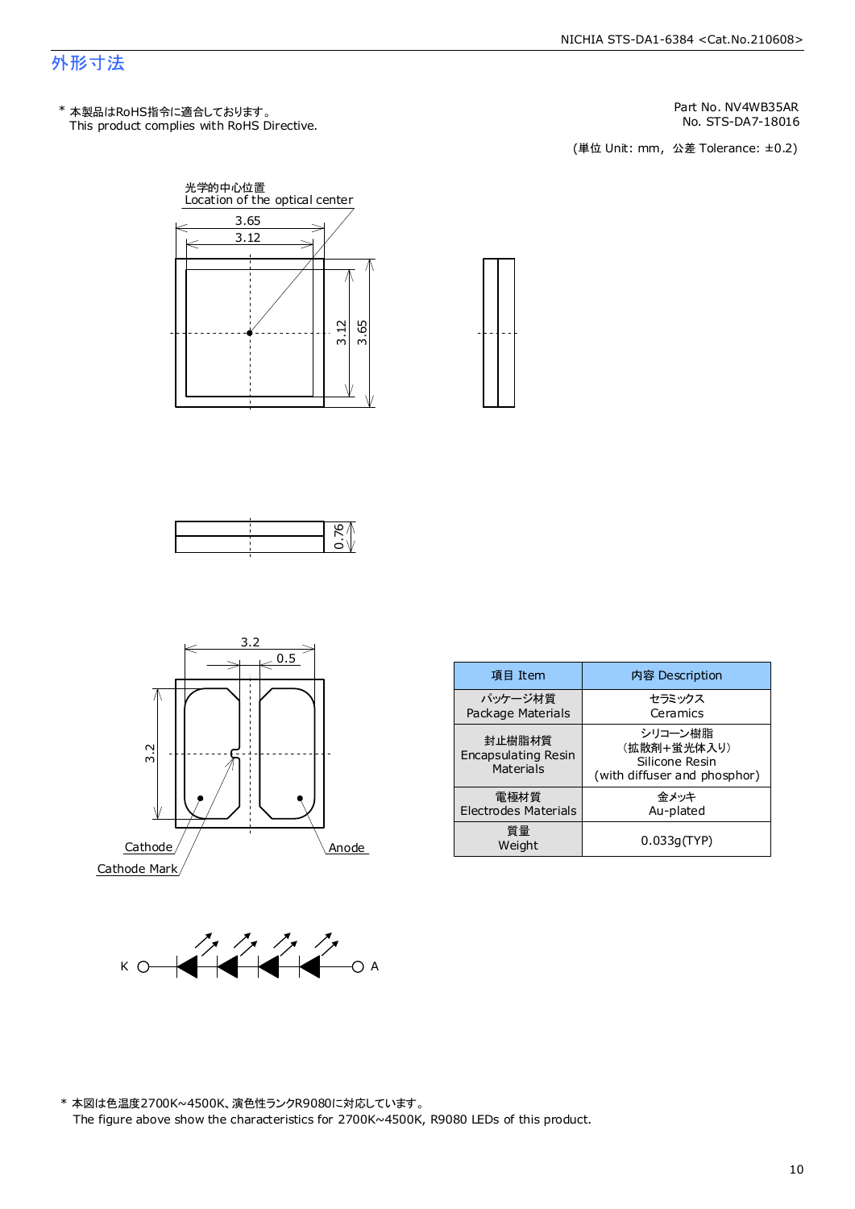## 外形寸法

* 本製品はRoHS指令に適合しております。
This product complies with RoHS Directive.

Part No. NV4WB35AR
No. STS-DA7-18016

(単位 Unit: mm，公差 Tolerance: ±0.2)

光学的中心位置
Location of the optical center

3.65
3.12
3.12
3.65
0.76
3.2
0.5
3.2

Cathode
Cathode Mark
Anode

K　A

| 項目 Item | 内容 Description |
|---|---|
| パッケージ材質<br>Package Materials | セラミックス<br>Ceramics |
| 封止樹脂材質<br>Encapsulating Resin Materials | シリコーン樹脂<br>(拡散剤+蛍光体入り)<br>Silicone Resin<br>(with diffuser and phosphor) |
| 電極材質<br>Electrodes Materials | 金メッキ<br>Au-plated |
| 質量<br>Weight | 0.033g(TYP) |

* 本図は色温度2700K~4500K、演色性ランクR9080に対応しています。
The figure above show the characteristics for 2700K~4500K, R9080 LEDs of this product.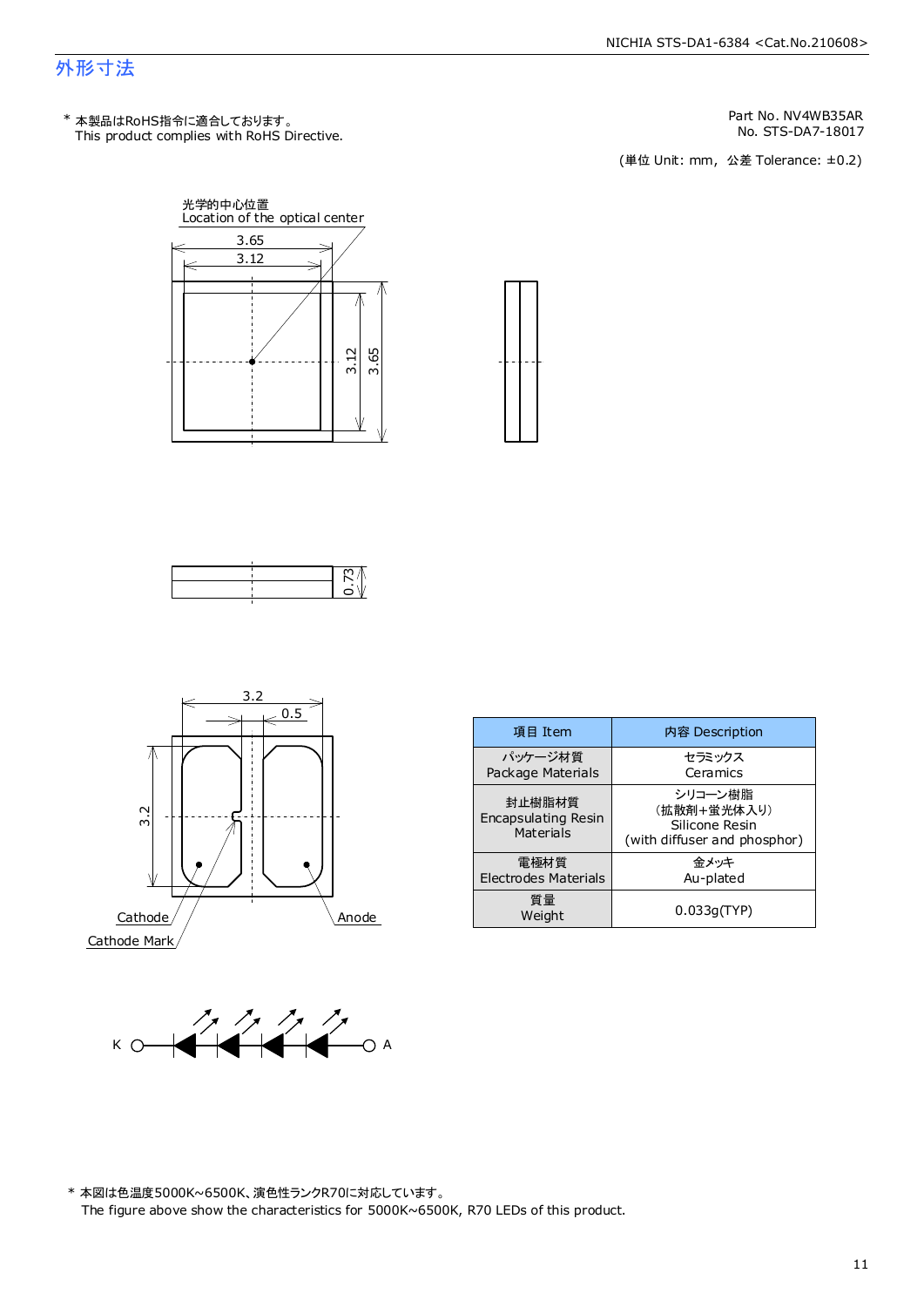# 外形寸法

* 本製品はRoHS指令に適合しております。
This product complies with RoHS Directive.

Part No. NV4WB35AR
No. STS-DA7-18017

(単位 Unit: mm, 公差 Tolerance: ±0.2)

光学的中心位置
Location of the optical center

3.65
3.12
3.12
3.65

0.73

3.2
0.5
3.2

Cathode
Cathode Mark
Anode

K
A

| 項目 Item | 内容 Description |
|---|---|
| パッケージ材質<br>Package Materials | セラミックス<br>Ceramics |
| 封止樹脂材質<br>Encapsulating Resin Materials | シリコーン樹脂<br>(拡散剤+蛍光体入り)<br>Silicone Resin<br>(with diffuser and phosphor) |
| 電極材質<br>Electrodes Materials | 金メッキ<br>Au-plated |
| 質量<br>Weight | 0.033g(TYP) |

* 本図は色温度5000K~6500K、演色性ランクR70に対応しています。
The figure above show the characteristics for 5000K~6500K, R70 LEDs of this product.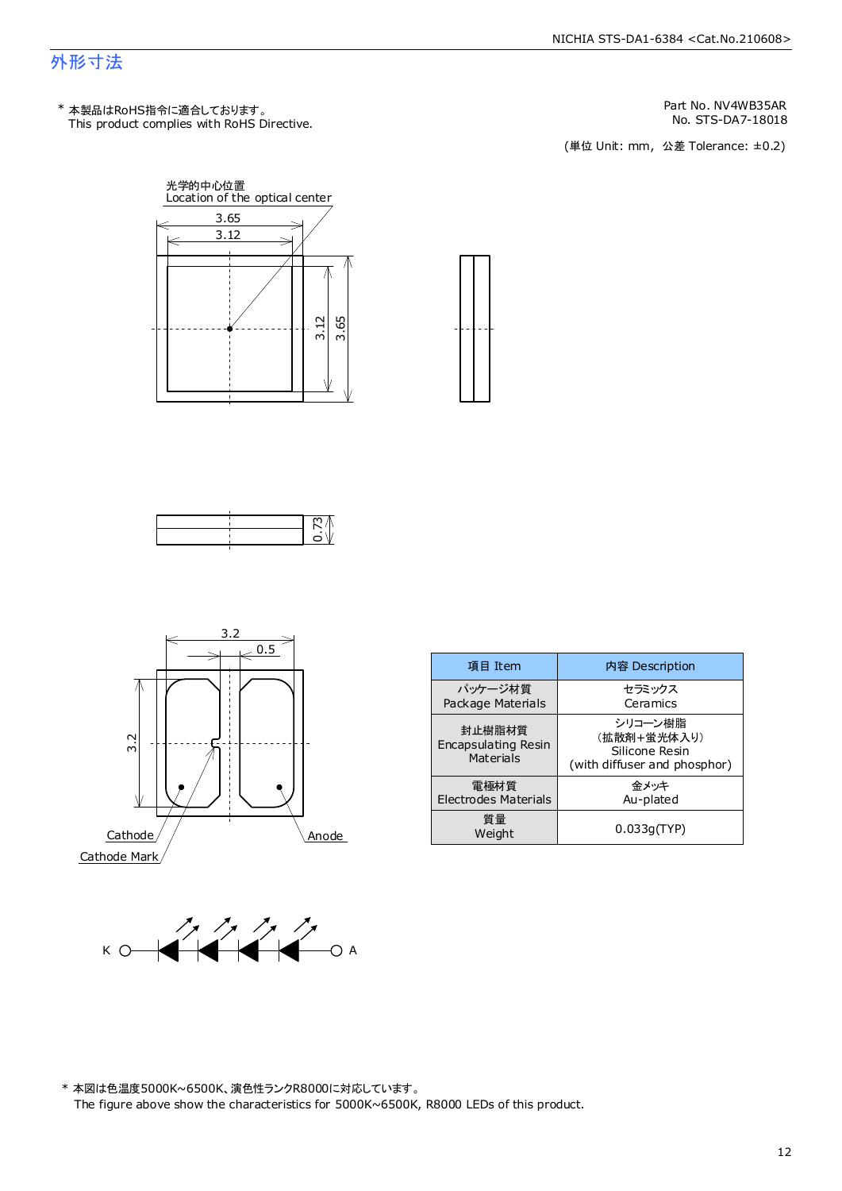## 外形寸法

\* 本製品はRoHS指令に適合しております。
This product complies with RoHS Directive.

Part No. NV4WB35AR
No. STS-DA7-18018

(単位 Unit: mm, 公差 Tolerance: ±0.2)

光学的中心位置
Location of the optical center

3.65
3.12
3.12
3.65

0.73

3.2
0.5
3.2

Cathode
Cathode Mark
Anode

K　A

| 項目 Item | 内容 Description |
|---|---|
| パッケージ材質<br>Package Materials | セラミックス<br>Ceramics |
| 封止樹脂材質<br>Encapsulating Resin Materials | シリコーン樹脂<br>(拡散剤+蛍光体入り)<br>Silicone Resin<br>(with diffuser and phosphor) |
| 電極材質<br>Electrodes Materials | 金メッキ<br>Au-plated |
| 質量<br>Weight | 0.033g(TYP) |

\* 本図は色温度5000K~6500K、演色性ランクR8000に対応しています。
The figure above show the characteristics for 5000K~6500K, R8000 LEDs of this product.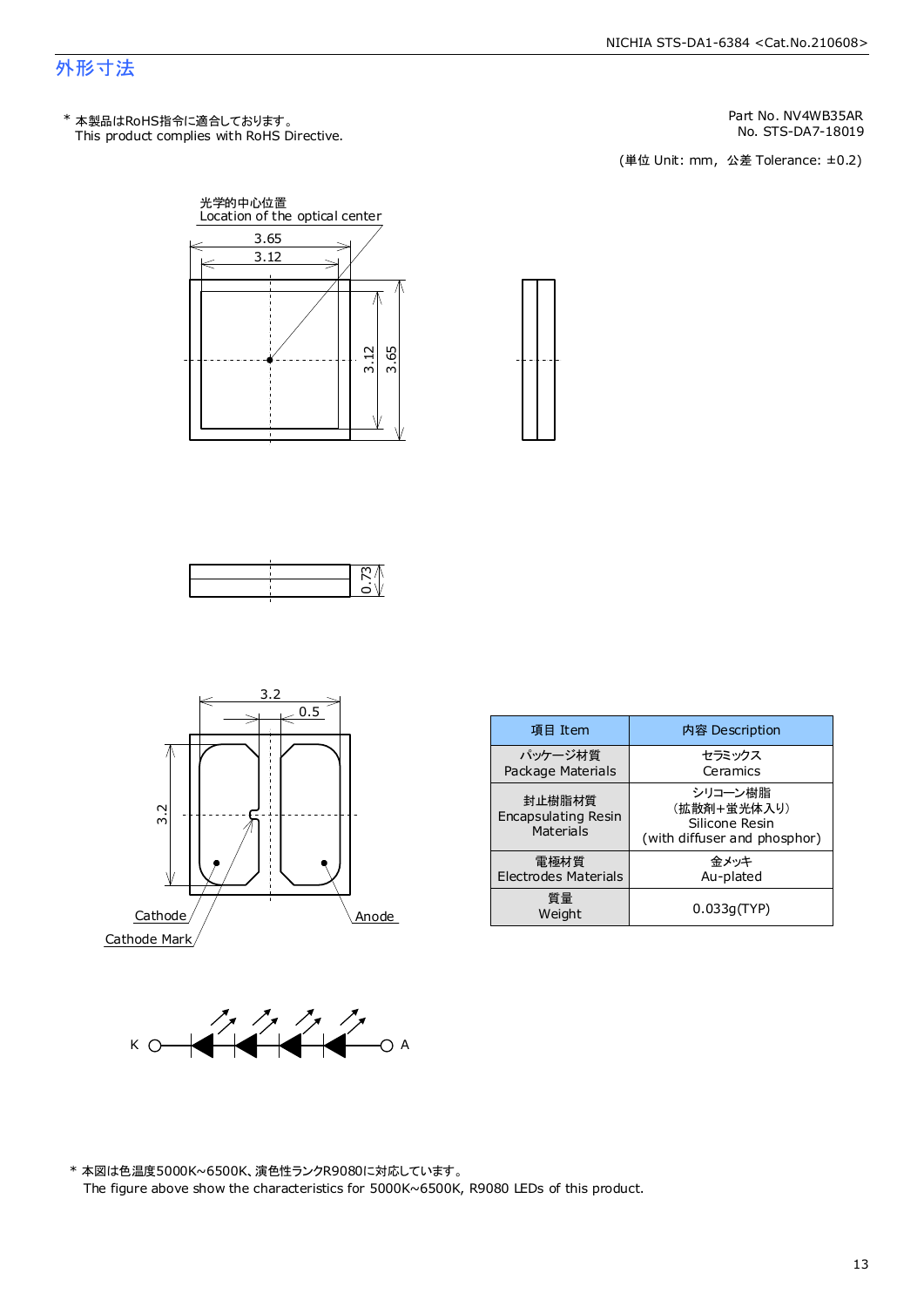# 外形寸法

\* 本製品はRoHS指令に適合しております。
This product complies with RoHS Directive.

Part No. NV4WB35AR
No. STS-DA7-18019

(単位 Unit: mm, 公差 Tolerance: ±0.2)

光学的中心位置
Location of the optical center

3.65
3.12
3.12
3.65

0.73

3.2
0.5
3.2

Cathode
Cathode Mark
Anode

| 項目 Item | 内容 Description |
|---|---|
| パッケージ材質<br>Package Materials | セラミックス<br>Ceramics |
| 封止樹脂材質<br>Encapsulating Resin Materials | シリコーン樹脂<br>(拡散剤+蛍光体入り)<br>Silicone Resin<br>(with diffuser and phosphor) |
| 電極材質<br>Electrodes Materials | 金メッキ<br>Au-plated |
| 質量<br>Weight | 0.033g(TYP) |

K A

\* 本図は色温度5000K~6500K、演色性ランクR9080に対応しています。
The figure above show the characteristics for 5000K~6500K, R9080 LEDs of this product.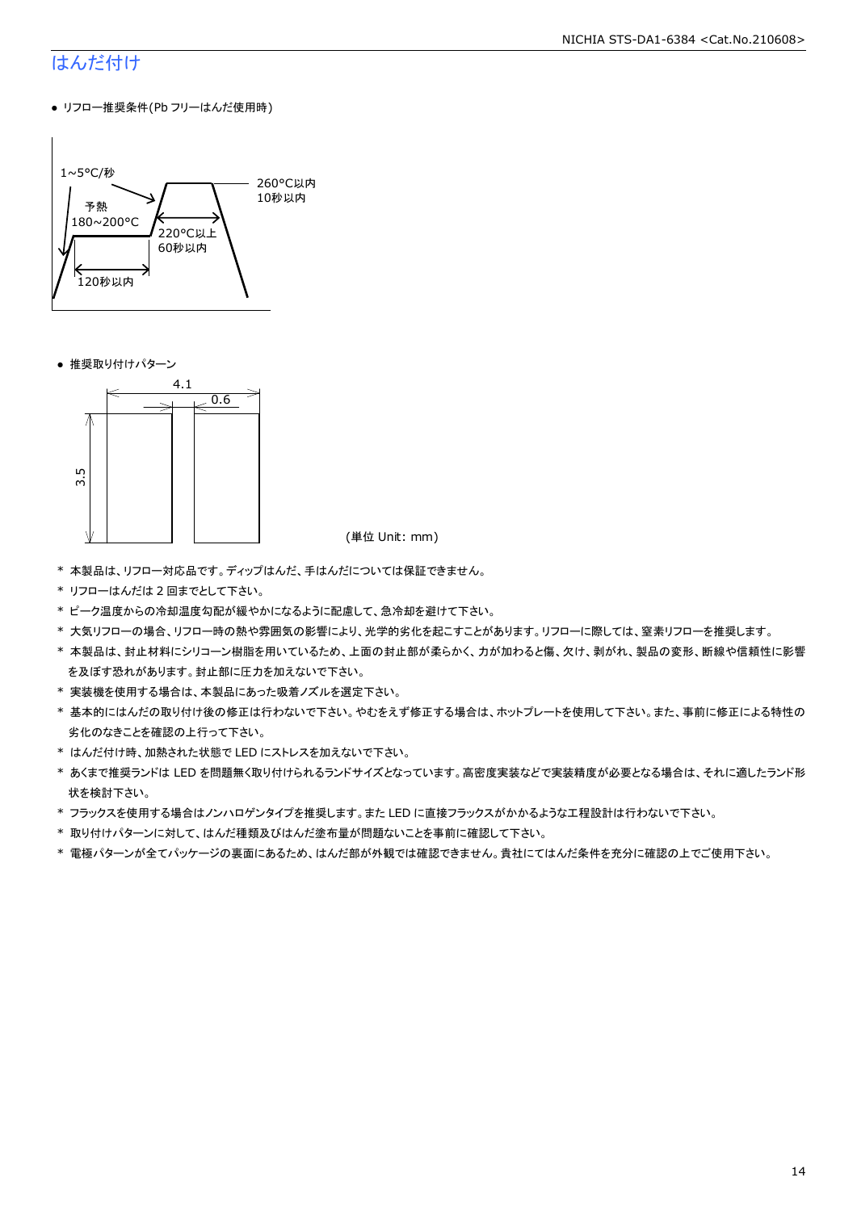## はんだ付け

● リフロー推奨条件(Pb フリーはんだ使用時)

1~5°C/秒

予熱
180~200°C

120秒以内

220°C以上
60秒以内

260°C以内
10秒以内

● 推奨取り付けパターン

4.1

0.6

3.5

(単位 Unit: mm)

* 本製品は、リフロー対応品です。ディップはんだ、手はんだについては保証できません。
* リフローはんだは 2 回までとして下さい。
* ピーク温度からの冷却温度勾配が緩やかになるように配慮して、急冷却を避けて下さい。
* 大気リフローの場合、リフロー時の熱や雰囲気の影響により、光学的劣化を起こすことがあります。リフローに際しては、窒素リフローを推奨します。
* 本製品は、封止材料にシリコーン樹脂を用いているため、上面の封止部が柔らかく、力が加わると傷、欠け、剥がれ、製品の変形、断線や信頼性に影響を及ぼす恐れがあります。封止部に圧力を加えないで下さい。
* 実装機を使用する場合は、本製品にあった吸着ノズルを選定下さい。
* 基本的にはんだの取り付け後の修正は行わないで下さい。やむをえず修正する場合は、ホットプレートを使用して下さい。また、事前に修正による特性の劣化のなきことを確認の上行って下さい。
* はんだ付け時、加熱された状態で LED にストレスを加えないで下さい。
* あくまで推奨ランドは LED を問題無く取り付けられるランドサイズとなっています。高密度実装などで実装精度が必要となる場合は、それに適したランド形状を検討下さい。
* フラックスを使用する場合はノンハロゲンタイプを推奨します。また LED に直接フラックスがかかるような工程設計は行わないで下さい。
* 取り付けパターンに対して、はんだ種類及びはんだ塗布量が問題ないことを事前に確認して下さい。
* 電極パターンが全てパッケージの裏面にあるため、はんだ部が外観では確認できません。貴社にてはんだ条件を充分に確認の上でご使用下さい。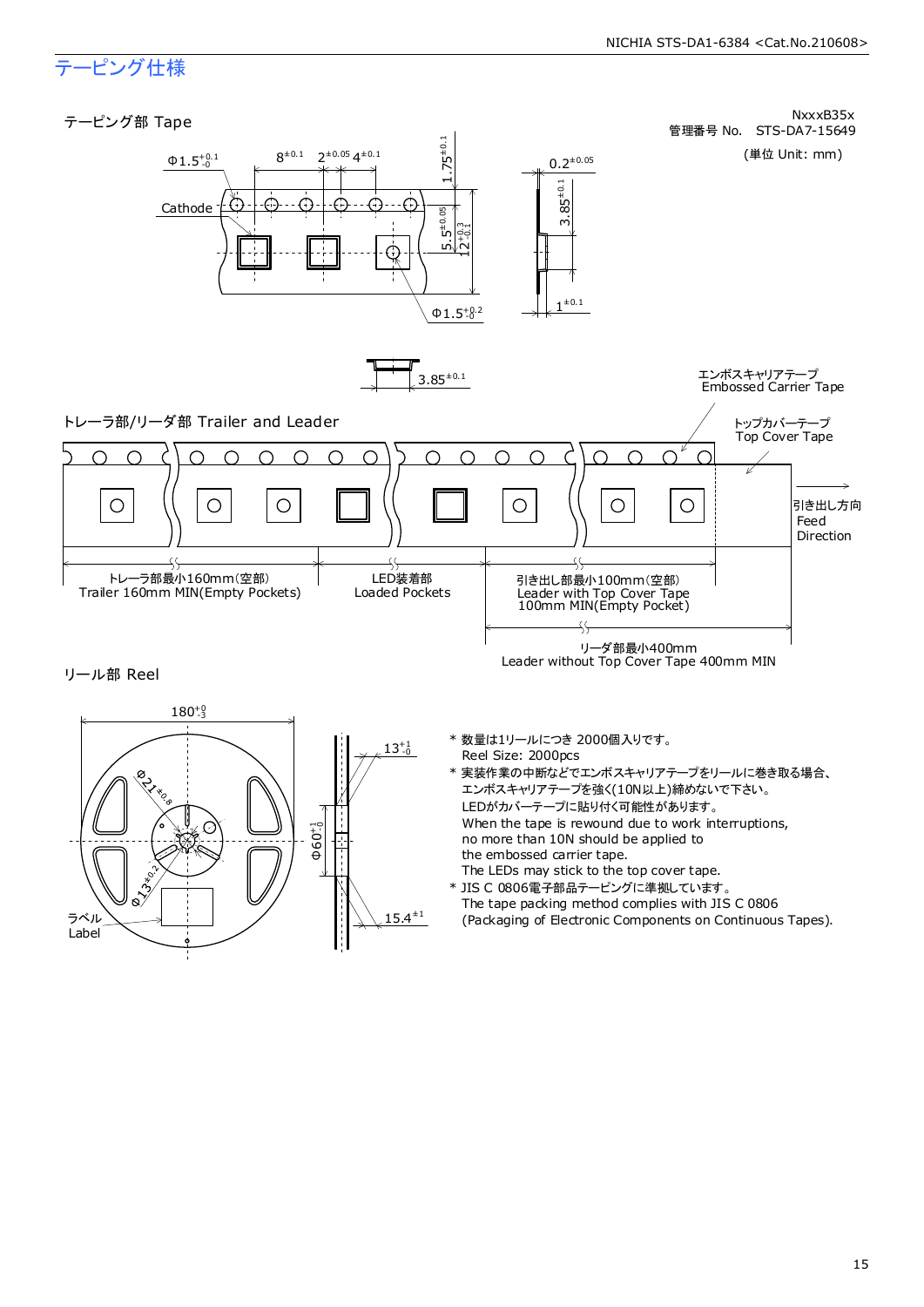# テーピング仕様

NxxxB35x
管理番号 No.　STS-DA7-15649

(単位 Unit: mm)

## テーピング部 Tape

Cathode

Φ1.5 $^{+0.1}_{-0}$

$8^{\pm0.1}$　$2^{\pm0.05}$　$4^{\pm0.1}$

$1.75^{\pm0.1}$

$5.5^{\pm0.05}$

$12^{+0.3}_{-0.1}$

Φ1.5 $^{+0.2}_{-0}$

$0.2^{\pm0.05}$

$3.85^{\pm0.1}$

$1^{\pm0.1}$

$3.85^{\pm0.1}$

## トレーラ部/リーダ部 Trailer and Leader

エンボスキャリアテープ
Embossed Carrier Tape

トップカバーテープ
Top Cover Tape

引き出し方向
Feed
Direction

トレーラ部最小160mm(空部)
Trailer 160mm MIN(Empty Pockets)

LED装着部
Loaded Pockets

引き出し部最小100mm(空部)
Leader with Top Cover Tape
100mm MIN(Empty Pocket)

リーダ部最小400mm
Leader without Top Cover Tape 400mm MIN

## リール部 Reel

$180^{+0}_{-3}$

Φ21 $^{\pm0.8}$

Φ13 $^{\pm0.2}$

ラベル
Label

$13^{+1}_{-0}$

Φ60 $^{+1}_{-0}$

$15.4^{\pm1}$

* 数量は1リールにつき 2000個入りです。
  Reel Size: 2000pcs
* 実装作業の中断などでエンボスキャリアテープをリールに巻き取る場合、
  エンボスキャリアテープを強く(10N以上)締めないで下さい。
  LEDがカバーテープに貼り付く可能性があります。
  When the tape is rewound due to work interruptions,
  no more than 10N should be applied to
  the embossed carrier tape.
  The LEDs may stick to the top cover tape.
* JIS C 0806電子部品テーピングに準拠しています。
  The tape packing method complies with JIS C 0806
  (Packaging of Electronic Components on Continuous Tapes).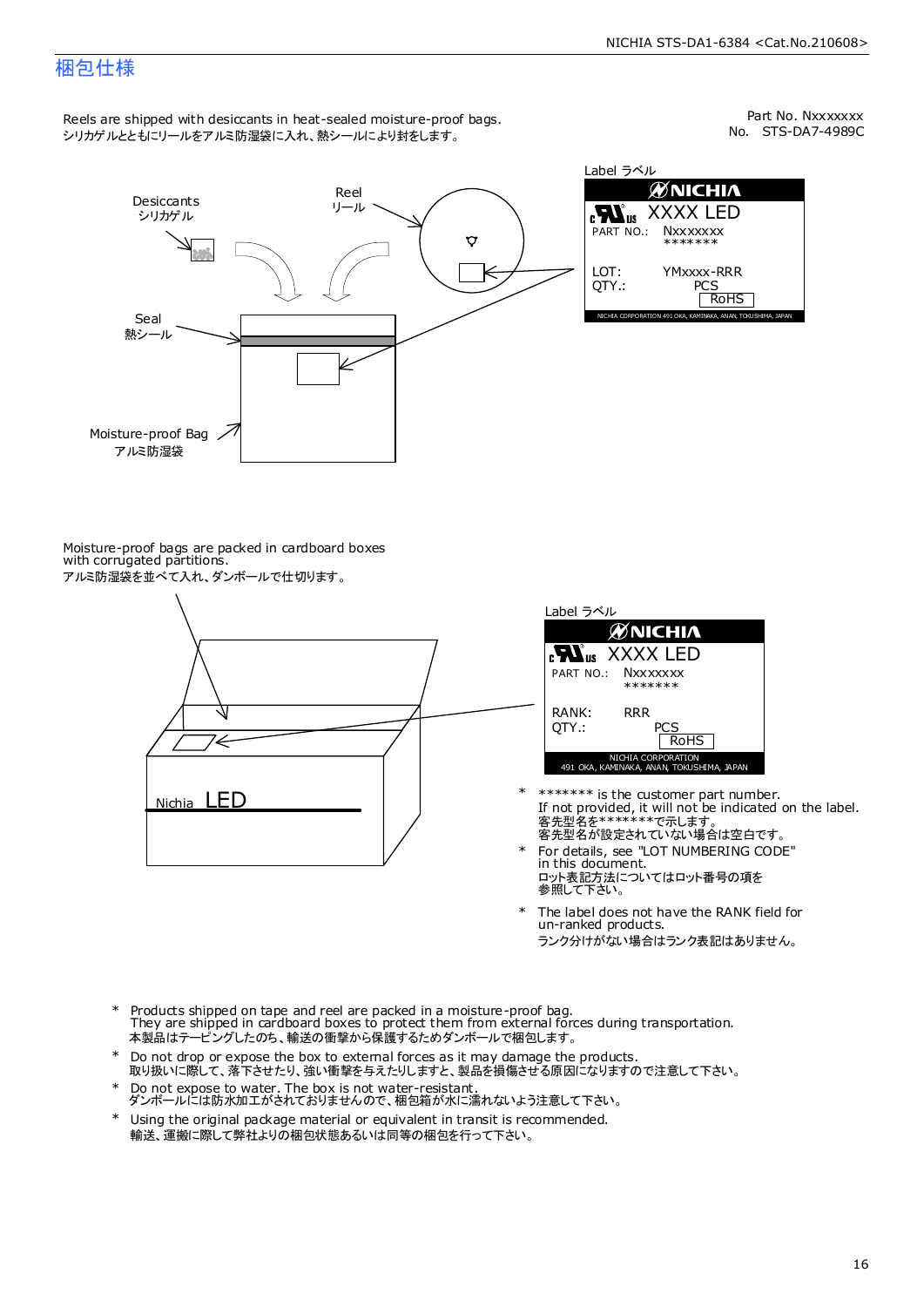# 梱包仕様

Reels are shipped with desiccants in heat-sealed moisture-proof bags.
シリカゲルとともにリールをアルミ防湿袋に入れ、熱シールにより封をします。

Part No. Nxxxxxxx
No. STS-DA7-4989C

Label ラベル

NICHIA
XXXX LED
PART NO.: Nxxxxxxx
*******
LOT: YMxxxx-RRR
QTY.: PCS
RoHS
NICHIA CORPORATION 491 OKA, KAMINAKA, ANAN, TOKUSHIMA, JAPAN

Desiccants
シリカゲル

Reel
リール

Seal
熱シール

Moisture-proof Bag
アルミ防湿袋

Moisture-proof bags are packed in cardboard boxes with corrugated partitions.
アルミ防湿袋を並べて入れ、ダンボールで仕切ります。

Label ラベル

NICHIA
XXXX LED
PART NO.: Nxxxxxxx
*******
RANK: RRR
QTY.: PCS
RoHS
NICHIA CORPORATION
491 OKA, KAMINAKA, ANAN, TOKUSHIMA, JAPAN

Nichia LED

- ******* is the customer part number.
  If not provided, it will not be indicated on the label.
  客先型名を*******で示します。
  客先型名が設定されていない場合は空白です。
- For details, see "LOT NUMBERING CODE" in this document.
  ロット表記方法についてはロット番号の項を参照して下さい。
- The label does not have the RANK field for un-ranked products.
  ランク分けがない場合はランク表記はありません。

- Products shipped on tape and reel are packed in a moisture-proof bag.
  They are shipped in cardboard boxes to protect them from external forces during transportation.
  本製品はテーピングしたのち、輸送の衝撃から保護するためダンボールで梱包します。
- Do not drop or expose the box to external forces as it may damage the products.
  取り扱いに際して、落下させたり、強い衝撃を与えたりしますと、製品を損傷させる原因になりますので注意して下さい。
- Do not expose to water. The box is not water-resistant.
  ダンボールには防水加工がされておりませんので、梱包箱が水に濡れないよう注意して下さい。
- Using the original package material or equivalent in transit is recommended.
  輸送、運搬に際して弊社よりの梱包状態あるいは同等の梱包を行って下さい。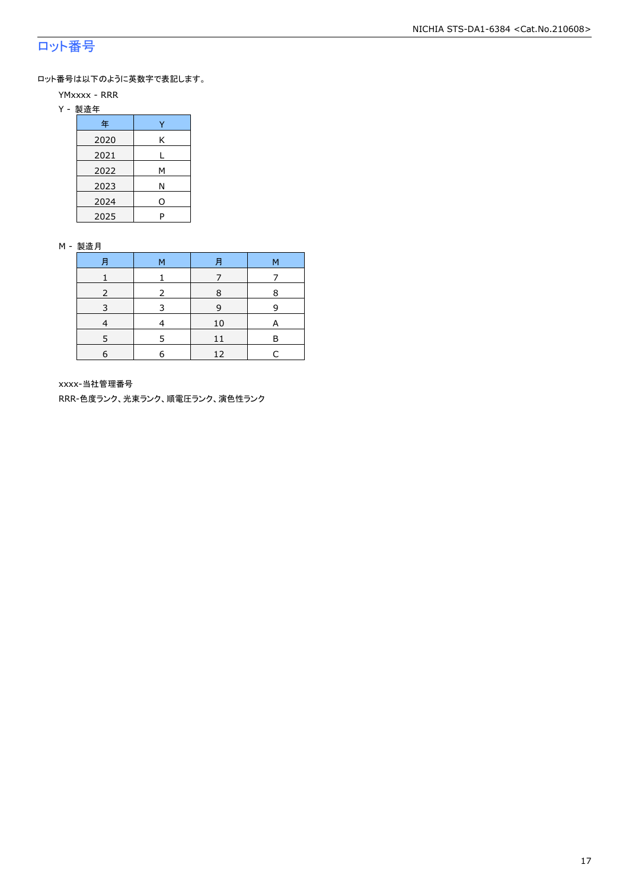## ロット番号

ロット番号は以下のように英数字で表記します。

YMxxxx - RRR

Y - 製造年

| 年 | Y |
|---|---|
| 2020 | K |
| 2021 | L |
| 2022 | M |
| 2023 | N |
| 2024 | O |
| 2025 | P |

M - 製造月

| 月 | M | 月 | M |
|---|---|---|---|
| 1 | 1 | 7 | 7 |
| 2 | 2 | 8 | 8 |
| 3 | 3 | 9 | 9 |
| 4 | 4 | 10 | A |
| 5 | 5 | 11 | B |
| 6 | 6 | 12 | C |

xxxx-当社管理番号

RRR-色度ランク、光束ランク、順電圧ランク、演色性ランク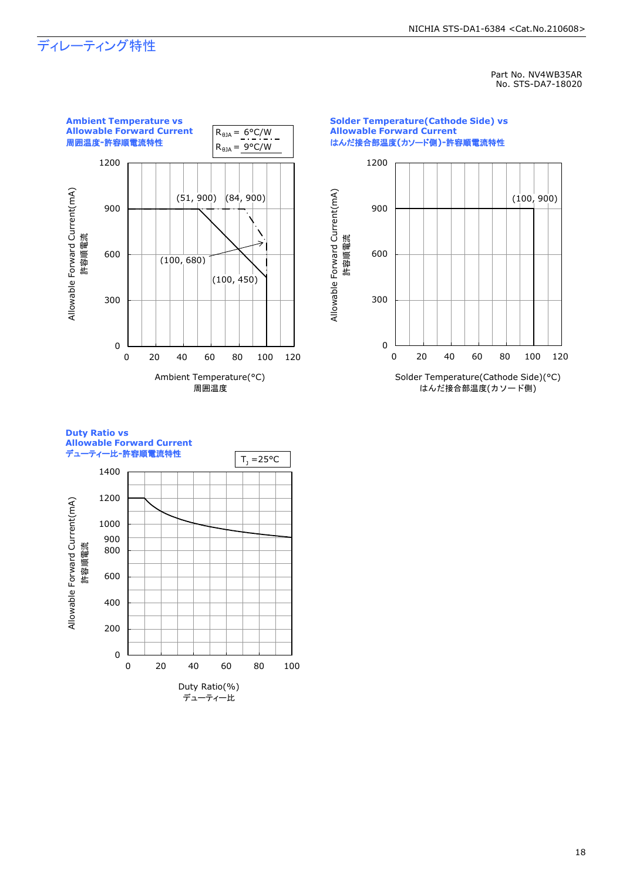## ディレーティング特性

Part No. NV4WB35AR
No. STS-DA7-18020

**Ambient Temperature vs Allowable Forward Current**
**周囲温度-許容順電流特性**

$R_{\theta JA}$ = 6°C/W
$R_{\theta JA}$ = 9°C/W

Allowable Forward Current(mA) 許容順電流

(51, 900) (84, 900)
(100, 680)
(100, 450)

Ambient Temperature(°C)
周囲温度

**Solder Temperature(Cathode Side) vs Allowable Forward Current**
**はんだ接合部温度(カソード側)-許容順電流特性**

Allowable Forward Current(mA) 許容順電流

(100, 900)

Solder Temperature(Cathode Side)(°C)
はんだ接合部温度(カソード側)

**Duty Ratio vs Allowable Forward Current**
**デューティー比-許容順電流特性**

$T_J$ =25°C

Allowable Forward Current(mA) 許容順電流

Duty Ratio(%)
デューティー比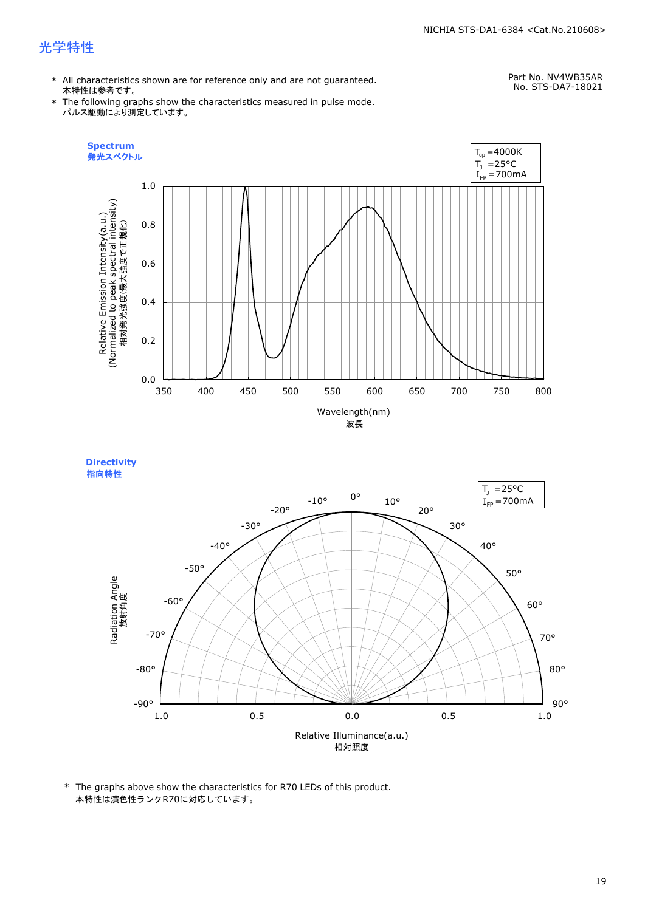# 光学特性

Part No. NV4WB35AR
No. STS-DA7-18021

* All characteristics shown are for reference only and are not guaranteed.
本特性は参考です。
* The following graphs show the characteristics measured in pulse mode.
パルス駆動により測定しています。

**Spectrum**
**発光スペクトル**

$T_{cp}$ =4000K
$T_J$ =25°C
$I_{FP}$ =700mA

Relative Emission Intensity(a.u.)
(Normalized to peak spectral intensity)
相対発光強度(最大強度で正規化)

Wavelength(nm)
波長

**Directivity**
**指向特性**

$T_J$ =25°C
$I_{FP}$ =700mA

Radiation Angle
放射角度

Relative Illuminance(a.u.)
相対照度

* The graphs above show the characteristics for R70 LEDs of this product.
本特性は演色性ランクR70に対応しています。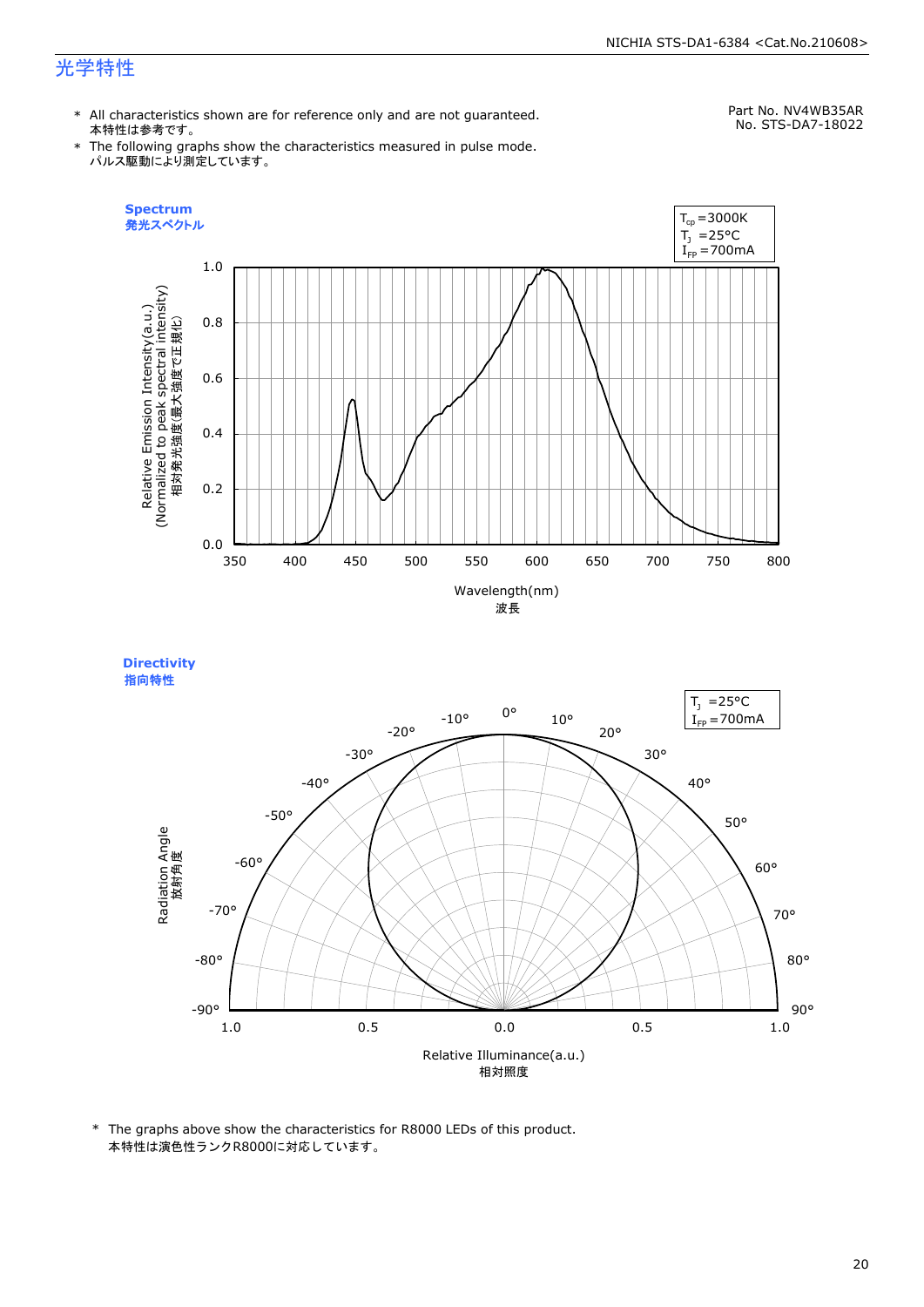## 光学特性

Part No. NV4WB35AR
No. STS-DA7-18022

- \* All characteristics shown are for reference only and are not guaranteed.
  本特性は参考です。
- \* The following graphs show the characteristics measured in pulse mode.
  パルス駆動により測定しています。

**Spectrum**
**発光スペクトル**

$T_{cp}$ =3000K
$T_J$ =25°C
$I_{FP}$ =700mA

Relative Emission Intensity(a.u.)
(Normalized to peak spectral intensity)
相対発光強度(最大強度で正規化)

Wavelength(nm)
波長

**Directivity**
**指向特性**

$T_J$ =25°C
$I_{FP}$ =700mA

Radiation Angle
放射角度

Relative Illuminance(a.u.)
相対照度

\* The graphs above show the characteristics for R8000 LEDs of this product.
本特性は演色性ランクR8000に対応しています。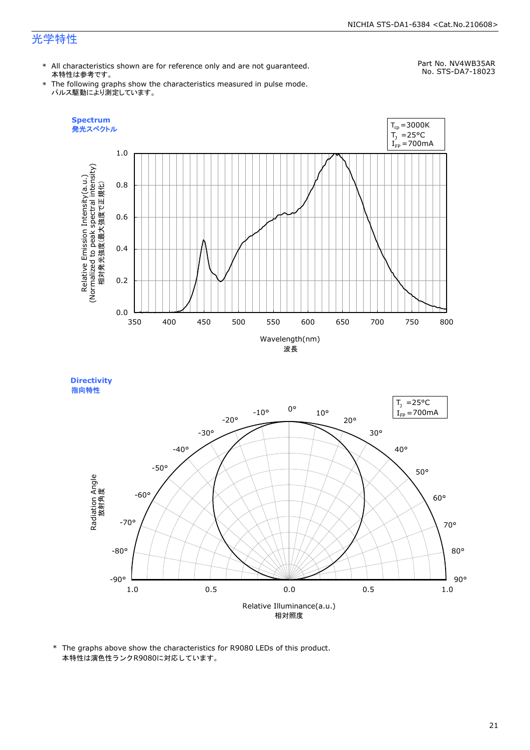# 光学特性

\* All characteristics shown are for reference only and are not guaranteed.
本特性は参考です。

\* The following graphs show the characteristics measured in pulse mode.
パルス駆動により測定しています。

Part No. NV4WB35AR
No. STS-DA7-18023

**Spectrum**
**発光スペクトル**

$T_{cp}$ =3000K
$T_J$ =25°C
$I_{FP}$ =700mA

Relative Emission Intensity(a.u.)
(Normalized to peak spectral intensity)
相対発光強度(最大強度で正規化)

Wavelength(nm)
波長

**Directivity**
**指向特性**

$T_J$ =25°C
$I_{FP}$ =700mA

Radiation Angle
放射角度

Relative Illuminance(a.u.)
相対照度

\* The graphs above show the characteristics for R9080 LEDs of this product.
本特性は演色性ランクR9080に対応しています。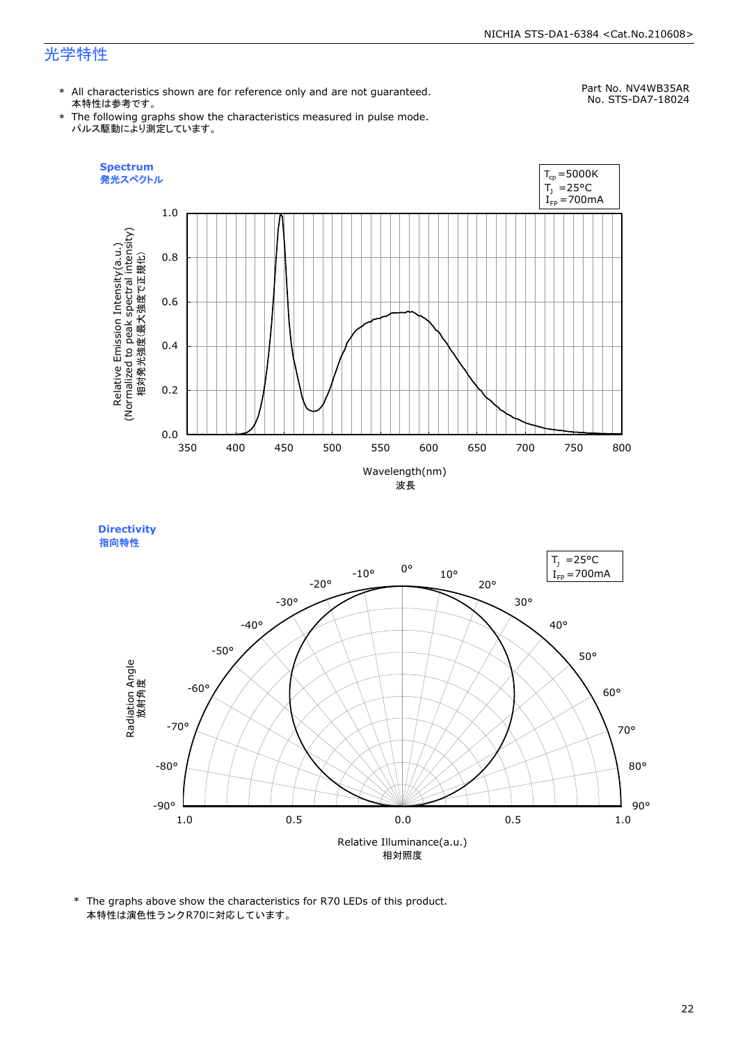# 光学特性

Part No. NV4WB35AR
No. STS-DA7-18024

* All characteristics shown are for reference only and are not guaranteed.
  本特性は参考です。
* The following graphs show the characteristics measured in pulse mode.
  パルス駆動により測定しています。

**Spectrum**
**発光スペクトル**

$T_{cp}$ =5000K
$T_J$ =25°C
$I_{FP}$ =700mA

Relative Emission Intensity(a.u.)
(Normalized to peak spectral intensity)
相対発光強度(最大強度で正規化)

Wavelength(nm)
波長

**Directivity**
**指向特性**

$T_J$ =25°C
$I_{FP}$ =700mA

Radiation Angle
放射角度

Relative Illuminance(a.u.)
相対照度

* The graphs above show the characteristics for R70 LEDs of this product.
  本特性は演色性ランクR70に対応しています。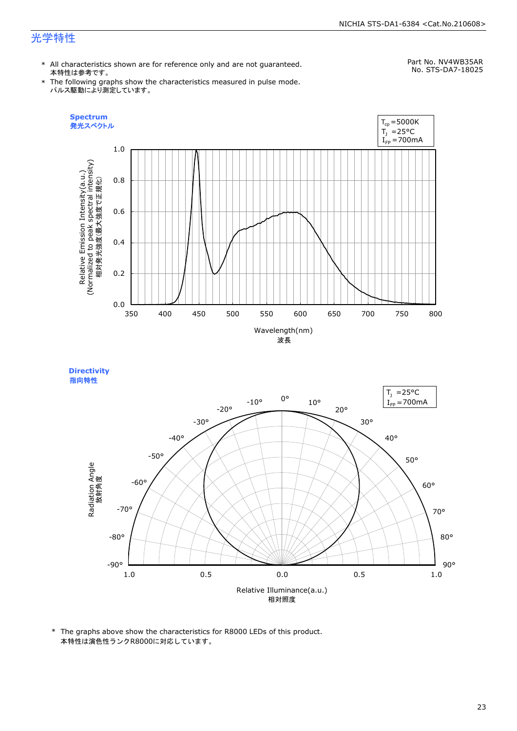# 光学特性

Part No. NV4WB35AR
No. STS-DA7-18025

* All characteristics shown are for reference only and are not guaranteed.
  本特性は参考です。
* The following graphs show the characteristics measured in pulse mode.
  パルス駆動により測定しています。

**Spectrum**
**発光スペクトル**

$T_{cp}$ =5000K
$T_J$ =25°C
$I_{FP}$ =700mA

Relative Emission Intensity(a.u.)
(Normalized to peak spectral intensity)
相対発光強度(最大強度で正規化)

Wavelength(nm)
波長

**Directivity**
**指向特性**

$T_J$ =25°C
$I_{FP}$ =700mA

Radiation Angle
放射角度

Relative Illuminance(a.u.)
相対照度

* The graphs above show the characteristics for R8000 LEDs of this product.
  本特性は演色性ランクR8000に対応しています。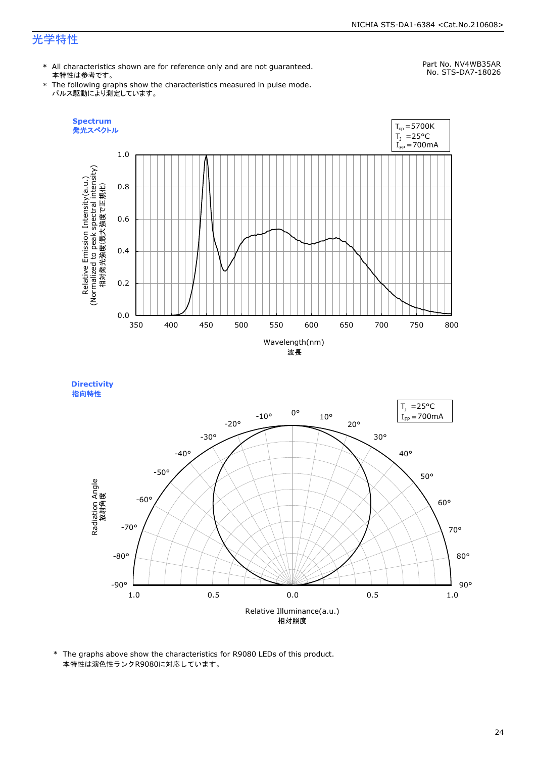# 光学特性

Part No. NV4WB35AR
No. STS-DA7-18026

* All characteristics shown are for reference only and are not guaranteed.
  本特性は参考です。
* The following graphs show the characteristics measured in pulse mode.
  パルス駆動により測定しています。

**Spectrum**
**発光スペクトル**

$T_{cp}$ =5700K
$T_J$ =25°C
$I_{FP}$ =700mA

Relative Emission Intensity(a.u.)
(Normalized to peak spectral intensity)
相対発光強度(最大強度で正規化)

Wavelength(nm)
波長

**Directivity**
**指向特性**

$T_J$ =25°C
$I_{FP}$ =700mA

Radiation Angle
放射角度

Relative Illuminance(a.u.)
相対照度

* The graphs above show the characteristics for R9080 LEDs of this product.
  本特性は演色性ランクR9080に対応しています。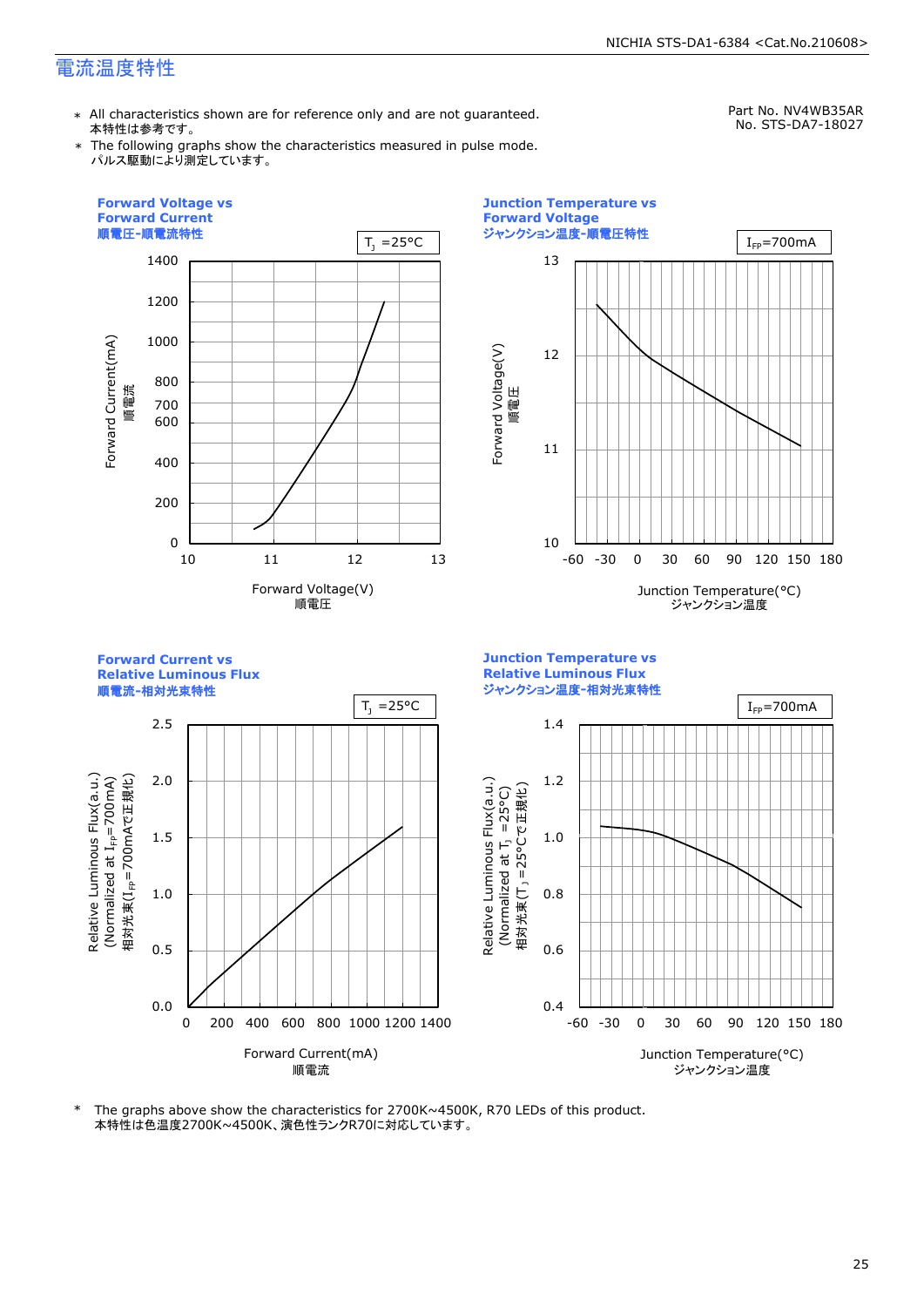# 電流温度特性

Part No. NV4WB35AR
No. STS-DA7-18027

* All characteristics shown are for reference only and are not guaranteed.
  本特性は参考です。
* The following graphs show the characteristics measured in pulse mode.
  パルス駆動により測定しています。

**Forward Voltage vs Forward Current**
**順電圧-順電流特性**

$T_J$ =25°C

Forward Current(mA) 順電流: 0, 200, 400, 600, 700, 800, 1000, 1200, 1400

Forward Voltage(V) 順電圧: 10, 11, 12, 13

**Junction Temperature vs Forward Voltage**
**ジャンクション温度-順電圧特性**

$I_{FP}$=700mA

Forward Voltage(V) 順電圧: 10, 11, 12, 13

Junction Temperature(°C) ジャンクション温度: -60, -30, 0, 30, 60, 90, 120, 150, 180

**Forward Current vs Relative Luminous Flux**
**順電流-相対光束特性**

$T_J$ =25°C

Relative Luminous Flux(a.u.) (Normalized at $I_{FP}$=700mA) 相対光束($I_{FP}$=700mAで正規化): 0.0, 0.5, 1.0, 1.5, 2.0, 2.5

Forward Current(mA) 順電流: 0, 200, 400, 600, 800, 1000, 1200, 1400

**Junction Temperature vs Relative Luminous Flux**
**ジャンクション温度-相対光束特性**

$I_{FP}$=700mA

Relative Luminous Flux(a.u.) (Normalized at $T_J$ =25°C) 相対光束($T_J$ =25°Cで正規化): 0.4, 0.6, 0.8, 1.0, 1.2, 1.4

Junction Temperature(°C) ジャンクション温度: -60, -30, 0, 30, 60, 90, 120, 150, 180

* The graphs above show the characteristics for 2700K~4500K, R70 LEDs of this product.
  本特性は色温度2700K~4500K、演色性ランクR70に対応しています。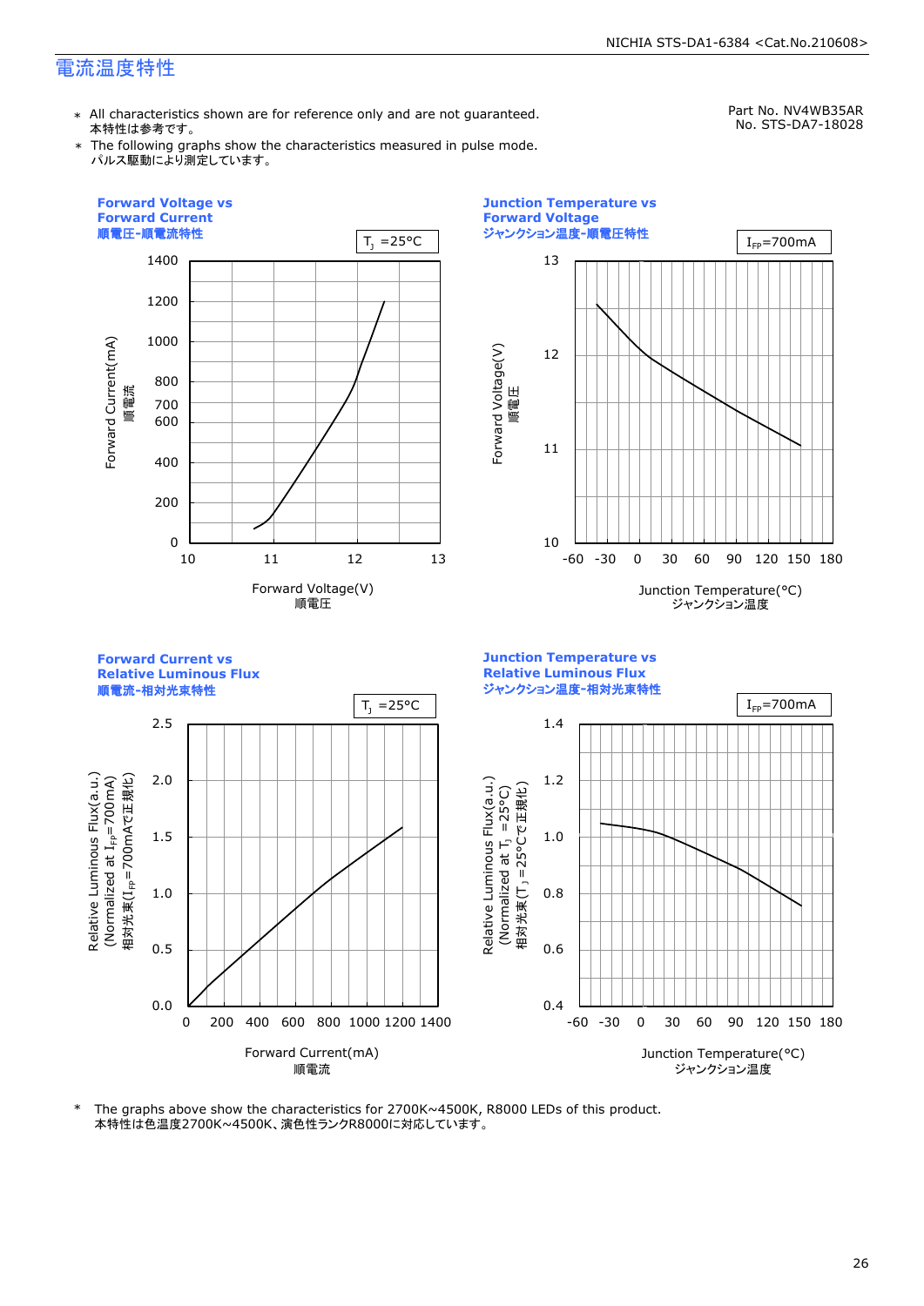## 電流温度特性

\* All characteristics shown are for reference only and are not guaranteed.
本特性は参考です。

\* The following graphs show the characteristics measured in pulse mode.
パルス駆動により測定しています。

Part No. NV4WB35AR
No. STS-DA7-18028

**Forward Voltage vs Forward Current**
**順電圧-順電流特性**

$T_J$ =25°C

Forward Current(mA) 順電流 — Forward Voltage(V) 順電圧

**Junction Temperature vs Forward Voltage**
**ジャンクション温度-順電圧特性**

$I_{FP}$=700mA

Forward Voltage(V) 順電圧 — Junction Temperature(°C) ジャンクション温度

**Forward Current vs Relative Luminous Flux**
**順電流-相対光束特性**

$T_J$ =25°C

Relative Luminous Flux(a.u.) (Normalized at $I_{FP}$=700mA) 相対光束($I_{FP}$=700mAで正規化) — Forward Current(mA) 順電流

**Junction Temperature vs Relative Luminous Flux**
**ジャンクション温度-相対光束特性**

$I_{FP}$=700mA

Relative Luminous Flux(a.u.) (Normalized at $T_J$ =25°C) 相対光束($T_J$=25°Cで正規化) — Junction Temperature(°C) ジャンクション温度

\* The graphs above show the characteristics for 2700K~4500K, R8000 LEDs of this product.
本特性は色温度2700K~4500K、演色性ランクR8000に対応しています。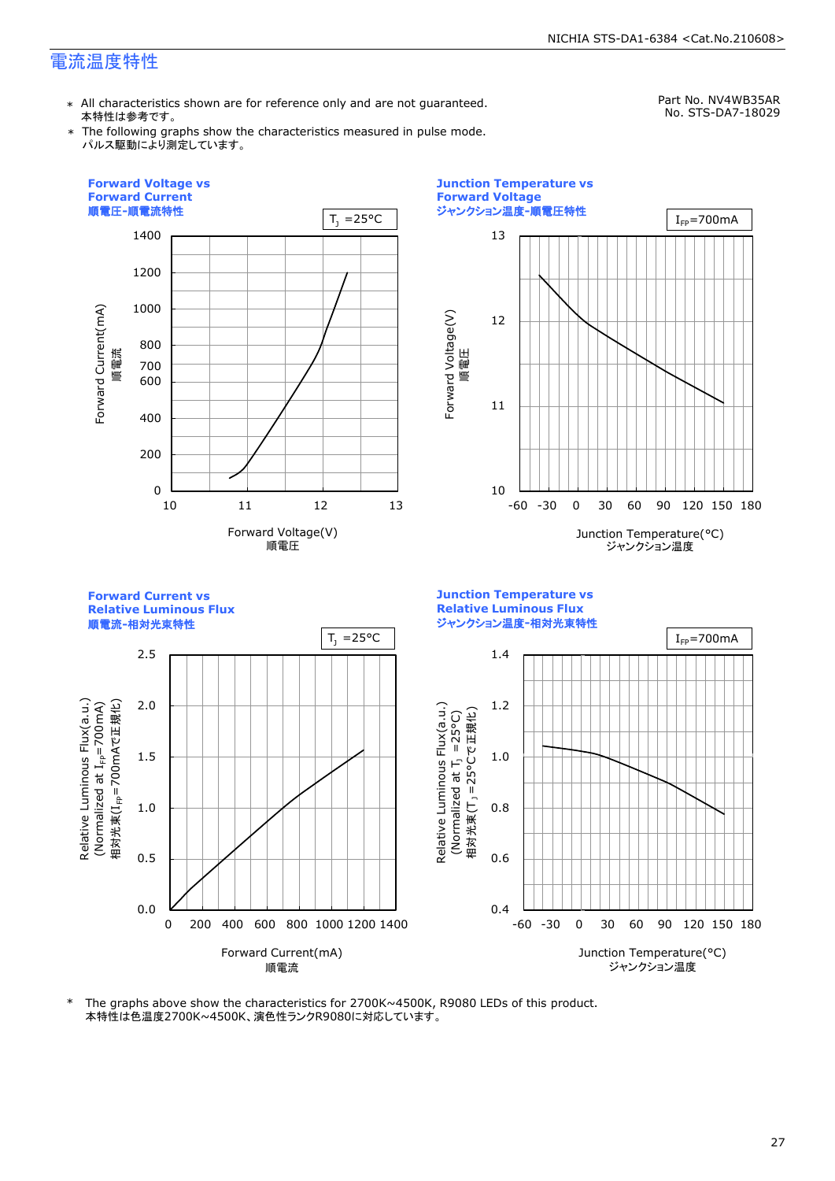# 電流温度特性

* All characteristics shown are for reference only and are not guaranteed.
  本特性は参考です。
* The following graphs show the characteristics measured in pulse mode.
  パルス駆動により測定しています。

Part No. NV4WB35AR
No. STS-DA7-18029

**Forward Voltage vs Forward Current**
**順電圧-順電流特性**

$T_J$ =25°C

Forward Current(mA) 順電流: 0, 200, 400, 600, 700, 800, 1000, 1200, 1400

Forward Voltage(V) 順電圧: 10, 11, 12, 13

**Junction Temperature vs Forward Voltage**
**ジャンクション温度-順電圧特性**

$I_{FP}$=700mA

Forward Voltage(V) 順電圧: 10, 11, 12, 13

Junction Temperature(°C) ジャンクション温度: -60, -30, 0, 30, 60, 90, 120, 150, 180

**Forward Current vs Relative Luminous Flux**
**順電流-相対光束特性**

$T_J$ =25°C

Relative Luminous Flux(a.u.) (Normalized at $I_{FP}$=700mA) 相対光束($I_{FP}$=700mAで正規化): 0.0, 0.5, 1.0, 1.5, 2.0, 2.5

Forward Current(mA) 順電流: 0, 200, 400, 600, 800, 1000, 1200, 1400

**Junction Temperature vs Relative Luminous Flux**
**ジャンクション温度-相対光束特性**

$I_{FP}$=700mA

Relative Luminous Flux(a.u.) (Normalized at $T_J$ =25°C) 相対光束($T_J$ =25°Cで正規化): 0.4, 0.6, 0.8, 1.0, 1.2, 1.4

Junction Temperature(°C) ジャンクション温度: -60, -30, 0, 30, 60, 90, 120, 150, 180

* The graphs above show the characteristics for 2700K~4500K, R9080 LEDs of this product.
  本特性は色温度2700K~4500K、演色性ランクR9080に対応しています。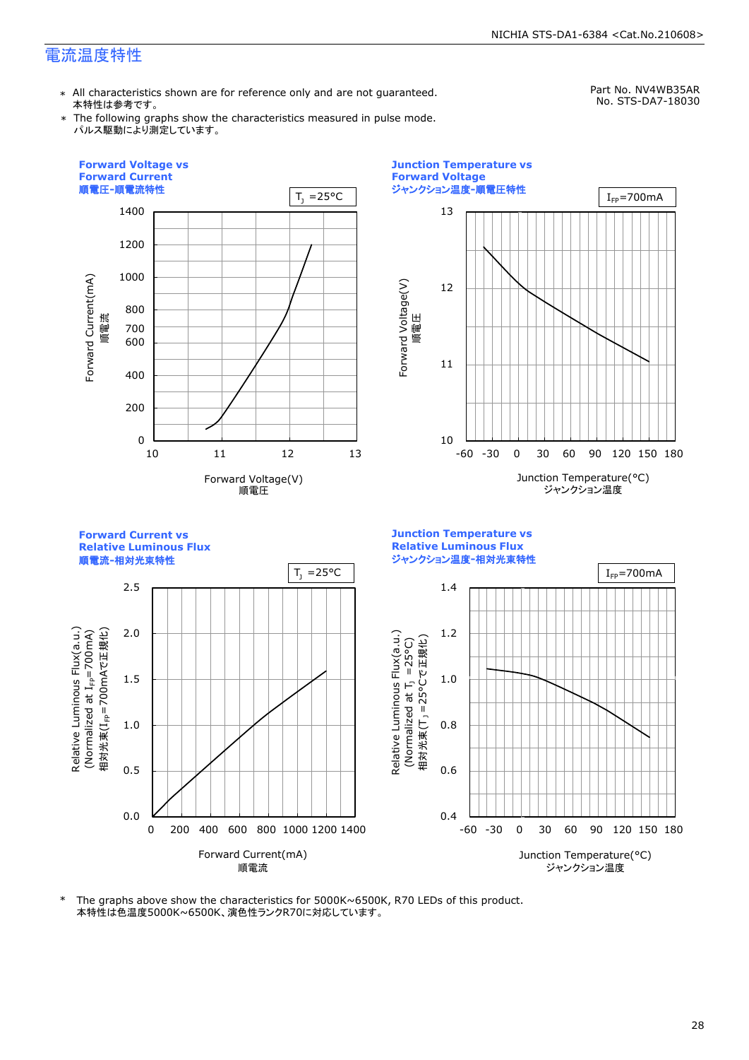# 電流温度特性

Part No. NV4WB35AR
No. STS-DA7-18030

* All characteristics shown are for reference only and are not guaranteed.
  本特性は参考です。
* The following graphs show the characteristics measured in pulse mode.
  パルス駆動により測定しています。

**Forward Voltage vs Forward Current**
**順電圧-順電流特性**

$T_J$ =25°C

Forward Current(mA) 順電流: 0, 200, 400, 600, 700, 800, 1000, 1200, 1400

Forward Voltage(V) 順電圧: 10, 11, 12, 13

**Junction Temperature vs Forward Voltage**
**ジャンクション温度-順電圧特性**

$I_{FP}$=700mA

Forward Voltage(V) 順電圧: 10, 11, 12, 13

Junction Temperature(°C) ジャンクション温度: -60, -30, 0, 30, 60, 90, 120, 150, 180

**Forward Current vs Relative Luminous Flux**
**順電流-相対光束特性**

$T_J$ =25°C

Relative Luminous Flux(a.u.) (Normalized at $I_{FP}$=700mA) 相対光束($I_{FP}$=700mAで正規化): 0.0, 0.5, 1.0, 1.5, 2.0, 2.5

Forward Current(mA) 順電流: 0, 200, 400, 600, 800, 1000, 1200, 1400

**Junction Temperature vs Relative Luminous Flux**
**ジャンクション温度-相対光束特性**

$I_{FP}$=700mA

Relative Luminous Flux(a.u.) (Normalized at $T_J$ =25°C) 相対光束($T_J$ =25°Cで正規化): 0.4, 0.6, 0.8, 1.0, 1.2, 1.4

Junction Temperature(°C) ジャンクション温度: -60, -30, 0, 30, 60, 90, 120, 150, 180

* The graphs above show the characteristics for 5000K~6500K, R70 LEDs of this product.
  本特性は色温度5000K~6500K、演色性ランクR70に対応しています。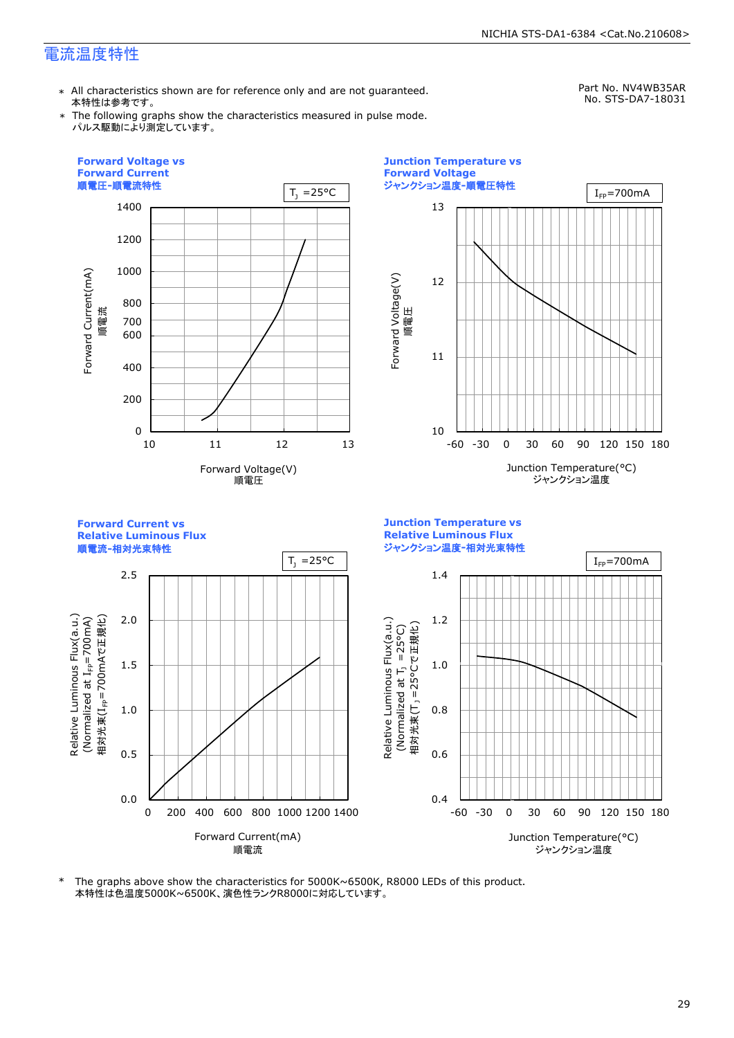# 電流温度特性

Part No. NV4WB35AR
No. STS-DA7-18031

* All characteristics shown are for reference only and are not guaranteed.
  本特性は参考です。
* The following graphs show the characteristics measured in pulse mode.
  パルス駆動により測定しています。

### Forward Voltage vs Forward Current
### 順電圧-順電流特性

$T_J$ =25°C

Forward Current(mA) 順電流 / Forward Voltage(V) 順電圧

### Junction Temperature vs Forward Voltage
### ジャンクション温度-順電圧特性

$I_{FP}$=700mA

Forward Voltage(V) 順電圧 / Junction Temperature(°C) ジャンクション温度

### Forward Current vs Relative Luminous Flux
### 順電流-相対光束特性

$T_J$ =25°C

Relative Luminous Flux(a.u.) (Normalized at $I_{FP}$=700mA) 相対光束($I_{FP}$=700mAで正規化) / Forward Current(mA) 順電流

### Junction Temperature vs Relative Luminous Flux
### ジャンクション温度-相対光束特性

$I_{FP}$=700mA

Relative Luminous Flux(a.u.) (Normalized at $T_J$ =25°C) 相対光束($T_J$ =25°Cで正規化) / Junction Temperature(°C) ジャンクション温度

* The graphs above show the characteristics for 5000K~6500K, R8000 LEDs of this product.
  本特性は色温度5000K~6500K、演色性ランクR8000に対応しています。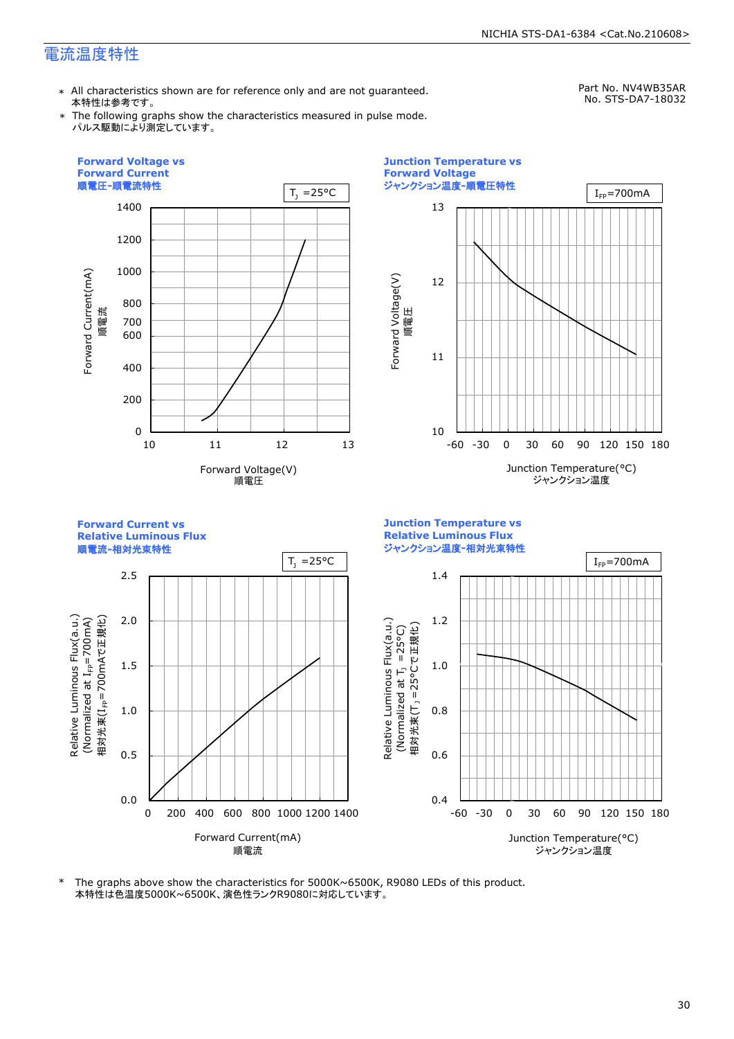# 電流温度特性

Part No. NV4WB35AR
No. STS-DA7-18032

＊ All characteristics shown are for reference only and are not guaranteed.
本特性は参考です。

＊ The following graphs show the characteristics measured in pulse mode.
パルス駆動により測定しています。

**Forward Voltage vs Forward Current**
**順電圧-順電流特性**

$T_J$ =25°C

Forward Current(mA) 順電流

Forward Voltage(V) 順電圧

**Junction Temperature vs Forward Voltage**
**ジャンクション温度-順電圧特性**

$I_{FP}$=700mA

Forward Voltage(V) 順電圧

Junction Temperature(°C) ジャンクション温度

**Forward Current vs Relative Luminous Flux**
**順電流-相対光束特性**

$T_J$ =25°C

Relative Luminous Flux(a.u.) (Normalized at $I_{FP}$=700mA) 相対光束($I_{FP}$=700mAで正規化)

Forward Current(mA) 順電流

**Junction Temperature vs Relative Luminous Flux**
**ジャンクション温度-相対光束特性**

$I_{FP}$=700mA

Relative Luminous Flux(a.u.) (Normalized at $T_J$ =25°C) 相対光束($T_J$ =25°Cで正規化)

Junction Temperature(°C) ジャンクション温度

＊ The graphs above show the characteristics for 5000K~6500K, R9080 LEDs of this product.
本特性は色温度5000K~6500K、演色性ランクR9080に対応しています。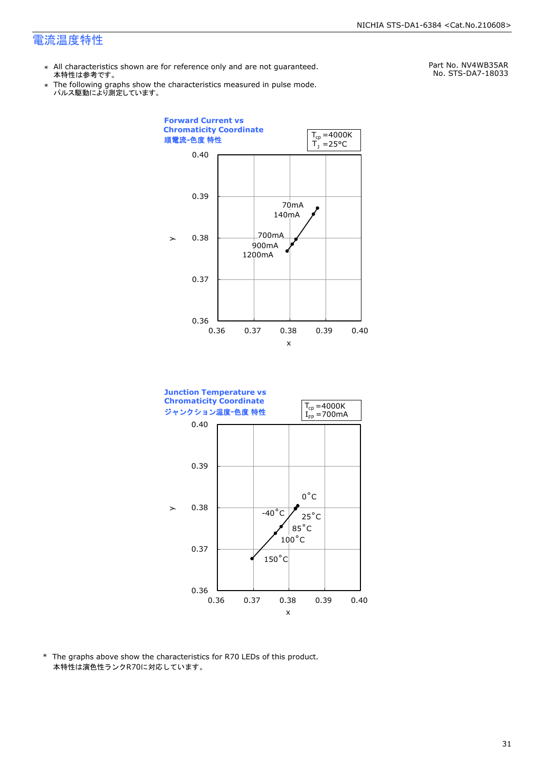## 電流温度特性

Part No. NV4WB35AR
No. STS-DA7-18033

- ＊ All characteristics shown are for reference only and are not guaranteed.
  本特性は参考です。
- ＊ The following graphs show the characteristics measured in pulse mode.
  パルス駆動により測定しています。

**Forward Current vs Chromaticity Coordinate**
**順電流-色度 特性**

$T_{cp}$ =4000K
$T_J$ =25°C

y: 0.36 – 0.40, x: 0.36 – 0.40

Data labels: 70mA, 140mA, 700mA, 900mA, 1200mA

**Junction Temperature vs Chromaticity Coordinate**
**ジャンクション温度-色度 特性**

$T_{cp}$ =4000K
$I_{FP}$ =700mA

y: 0.36 – 0.40, x: 0.36 – 0.40

Data labels: 0°C, -40°C, 25°C, 85°C, 100°C, 150°C

\* The graphs above show the characteristics for R70 LEDs of this product.
本特性は演色性ランクR70に対応しています。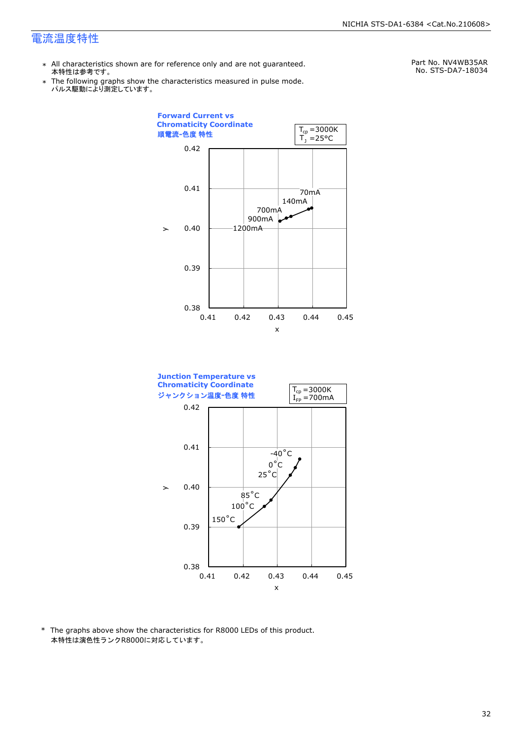# 電流温度特性

Part No. NV4WB35AR
No. STS-DA7-18034

- ＊ All characteristics shown are for reference only and are not guaranteed.
  本特性は参考です。
- ＊ The following graphs show the characteristics measured in pulse mode.
  パルス駆動により測定しています。

**Forward Current vs Chromaticity Coordinate**
**順電流-色度 特性**

$T_{cp}$ =3000K
$T_J$ =25°C

y: 0.38 – 0.42; x: 0.41 – 0.45
Labels: 70mA, 140mA, 700mA, 900mA, 1200mA

**Junction Temperature vs Chromaticity Coordinate**
**ジャンクション温度-色度 特性**

$T_{cp}$ =3000K
$I_{FP}$ =700mA

y: 0.38 – 0.42; x: 0.41 – 0.45
Labels: -40°C, 0°C, 25°C, 85°C, 100°C, 150°C

\* The graphs above show the characteristics for R8000 LEDs of this product.
本特性は演色性ランクR8000に対応しています。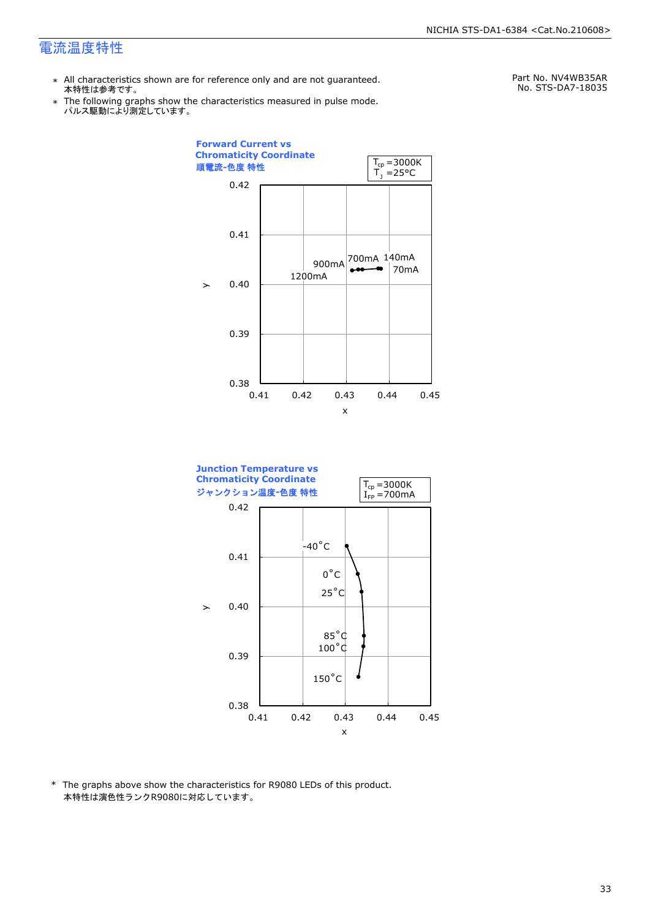# 電流温度特性

Part No. NV4WB35AR
No. STS-DA7-18035

- ＊ All characteristics shown are for reference only and are not guaranteed.
  本特性は参考です。
- ＊ The following graphs show the characteristics measured in pulse mode.
  パルス駆動により測定しています。

**Forward Current vs Chromaticity Coordinate**
**順電流-色度 特性**

$T_{cp}$ =3000K
$T_J$ =25°C

**Junction Temperature vs Chromaticity Coordinate**
**ジャンクション温度-色度 特性**

$T_{cp}$ =3000K
$I_{FP}$ =700mA

\* The graphs above show the characteristics for R9080 LEDs of this product.
本特性は演色性ランクR9080に対応しています。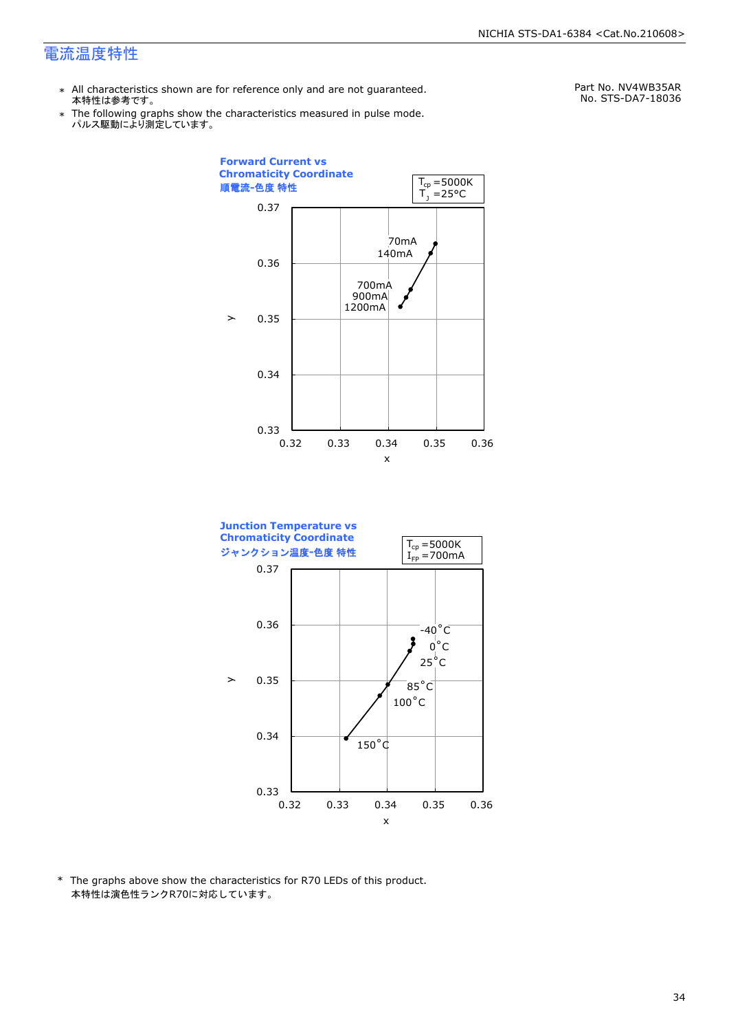## 電流温度特性

Part No. NV4WB35AR
No. STS-DA7-18036

- ＊ All characteristics shown are for reference only and are not guaranteed.
  本特性は参考です。
- ＊ The following graphs show the characteristics measured in pulse mode.
  パルス駆動により測定しています。

**Forward Current vs Chromaticity Coordinate**
**順電流-色度 特性**

$T_{cp}$ =5000K
$T_J$ =25°C

y axis: 0.33 – 0.37; x axis: 0.32 – 0.36

Data labels: 70mA, 140mA, 700mA, 900mA, 1200mA

**Junction Temperature vs Chromaticity Coordinate**
**ジャンクション温度-色度 特性**

$T_{cp}$ =5000K
$I_{FP}$ =700mA

y axis: 0.33 – 0.37; x axis: 0.32 – 0.36

Data labels: -40°C, 0°C, 25°C, 85°C, 100°C, 150°C

\* The graphs above show the characteristics for R70 LEDs of this product.
本特性は演色性ランクR70に対応しています。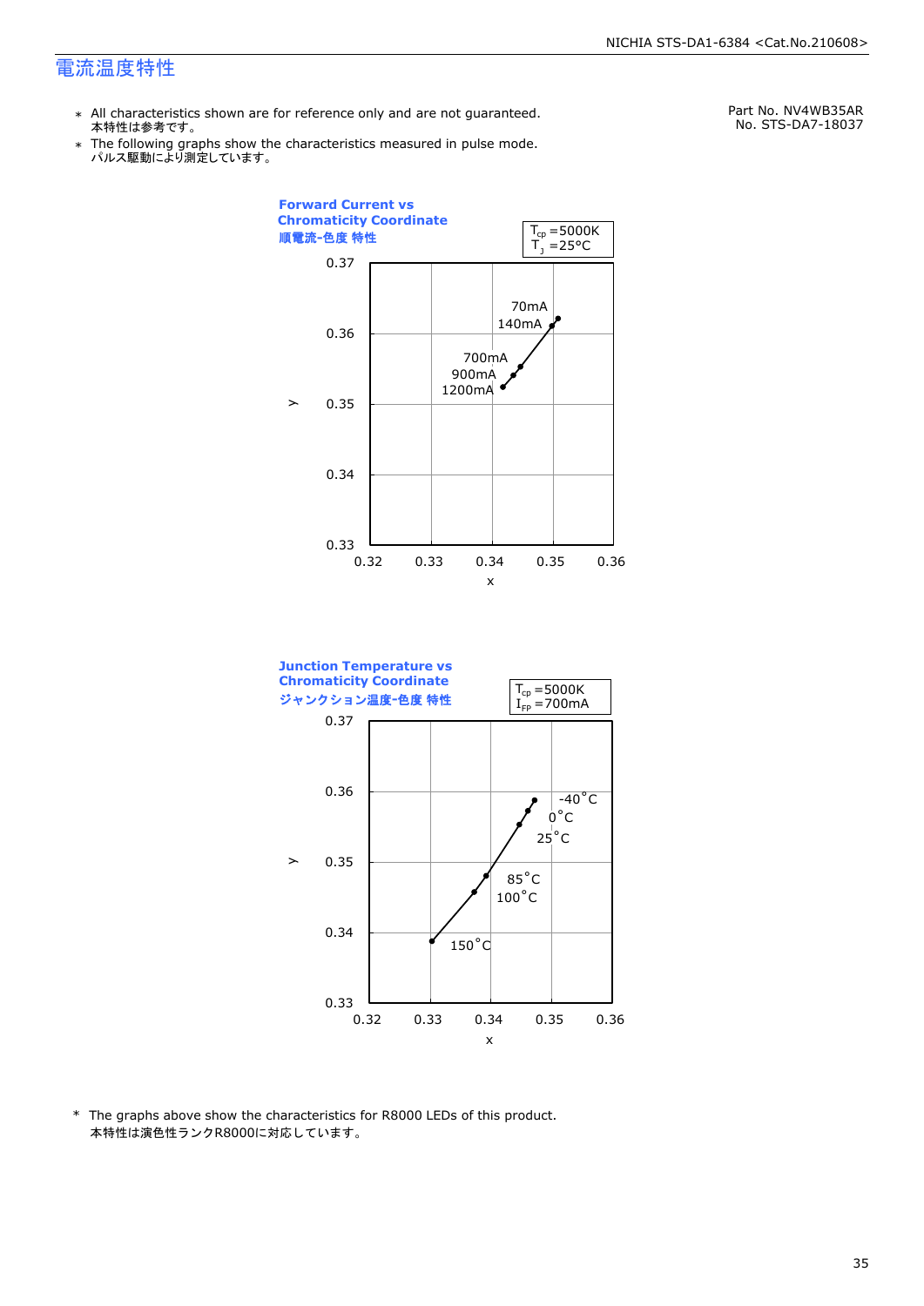# 電流温度特性

Part No. NV4WB35AR
No. STS-DA7-18037

- ∗ All characteristics shown are for reference only and are not guaranteed.
  本特性は参考です。
- ∗ The following graphs show the characteristics measured in pulse mode.
  パルス駆動により測定しています。

**Forward Current vs Chromaticity Coordinate**
**順電流-色度 特性**

$T_{cp}$ =5000K
$T_J$ =25°C

Data points (along a line, x vs y): 70mA, 140mA, 700mA, 900mA, 1200mA

Axes: x (0.32–0.36), y (0.33–0.37)

**Junction Temperature vs Chromaticity Coordinate**
**ジャンクション温度-色度 特性**

$T_{cp}$ =5000K
$I_{FP}$ =700mA

Data points (along a line, x vs y): -40°C, 0°C, 25°C, 85°C, 100°C, 150°C

Axes: x (0.32–0.36), y (0.33–0.37)

\* The graphs above show the characteristics for R8000 LEDs of this product.
本特性は演色性ランクR8000に対応しています。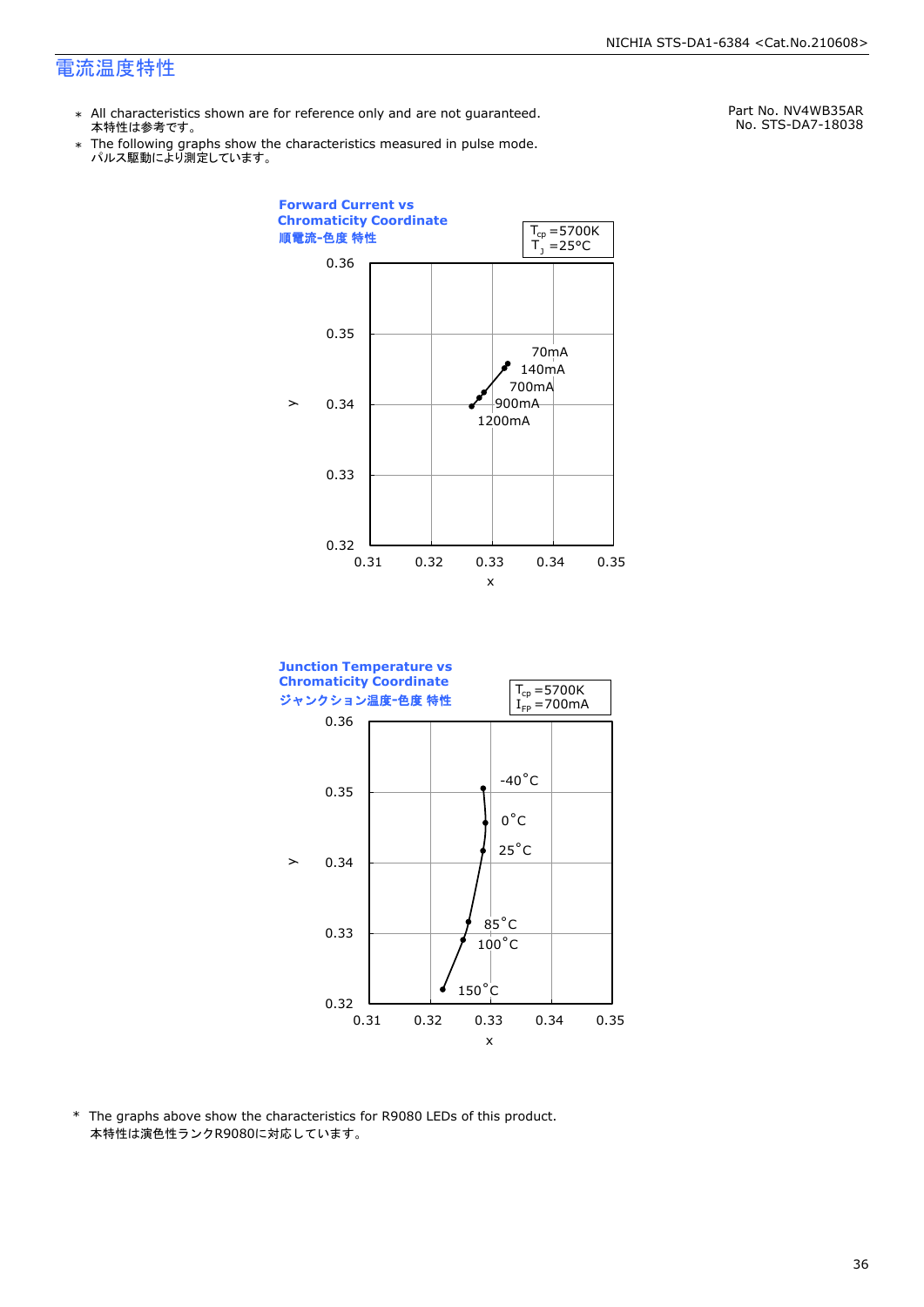# 電流温度特性

Part No. NV4WB35AR
No. STS-DA7-18038

* All characteristics shown are for reference only and are not guaranteed.
  本特性は参考です。
* The following graphs show the characteristics measured in pulse mode.
  パルス駆動により測定しています。

**Forward Current vs Chromaticity Coordinate**
**順電流-色度 特性**

$T_{cp}$ =5700K
$T_J$ =25°C

y: 0.32–0.36, x: 0.31–0.35

70mA, 140mA, 700mA, 900mA, 1200mA

**Junction Temperature vs Chromaticity Coordinate**
**ジャンクション温度-色度 特性**

$T_{cp}$ =5700K
$I_{FP}$ =700mA

y: 0.32–0.36, x: 0.31–0.35

-40°C, 0°C, 25°C, 85°C, 100°C, 150°C

* The graphs above show the characteristics for R9080 LEDs of this product.
  本特性は演色性ランクR9080に対応しています。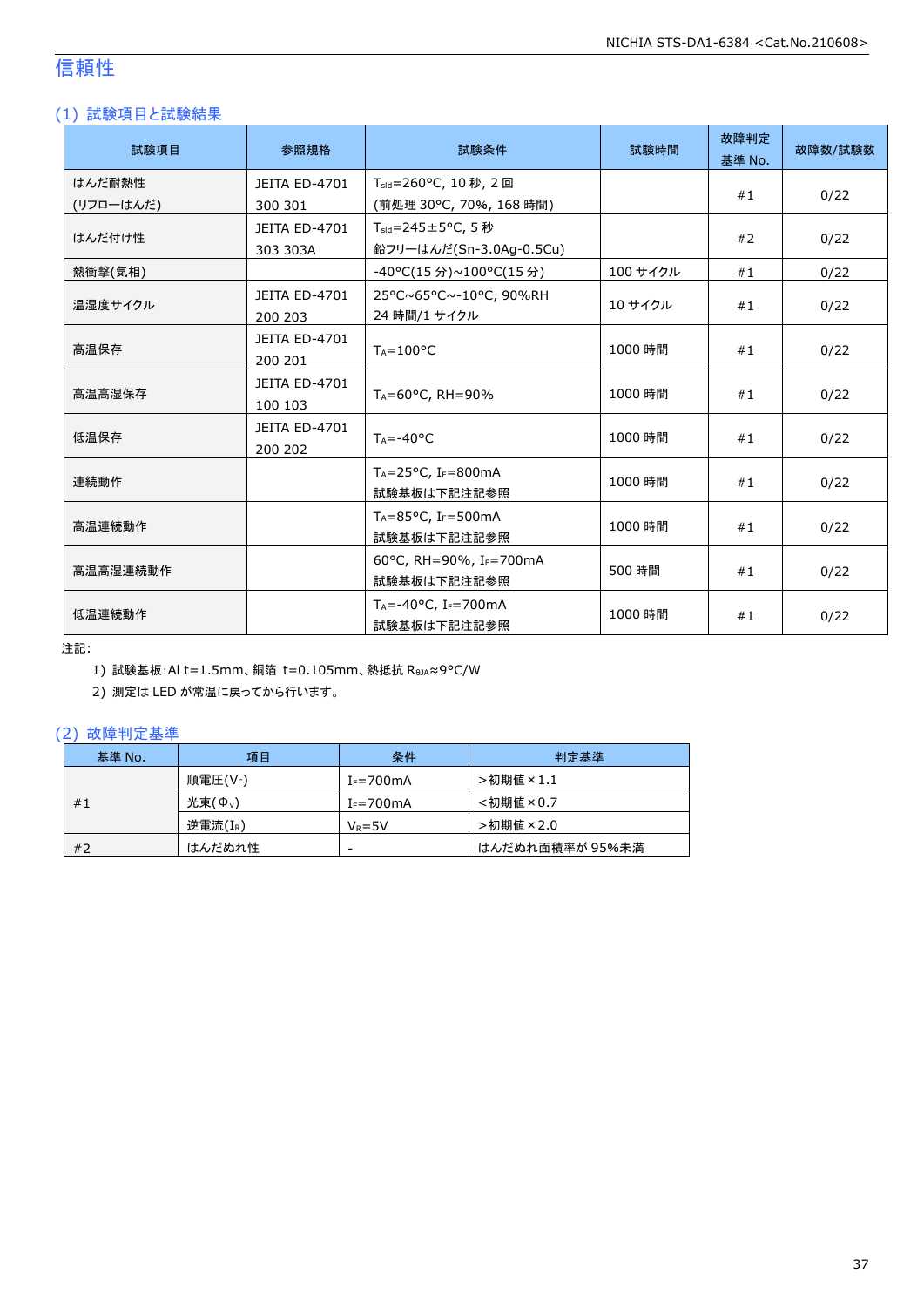# 信頼性

## (1) 試験項目と試験結果

| 試験項目 | 参照規格 | 試験条件 | 試験時間 | 故障判定基準 No. | 故障数/試験数 |
|---|---|---|---|---|---|
| はんだ耐熱性 (リフローはんだ) | JEITA ED-4701 300 301 | $T_{sld}$=260°C, 10 秒, 2 回 (前処理 30°C, 70%, 168 時間) | | #1 | 0/22 |
| はんだ付け性 | JEITA ED-4701 303 303A | $T_{sld}$=245±5°C, 5 秒 鉛フリーはんだ(Sn-3.0Ag-0.5Cu) | | #2 | 0/22 |
| 熱衝撃(気相) | | -40°C(15 分)~100°C(15 分) | 100 サイクル | #1 | 0/22 |
| 温湿度サイクル | JEITA ED-4701 200 203 | 25°C~65°C~-10°C, 90%RH 24 時間/1 サイクル | 10 サイクル | #1 | 0/22 |
| 高温保存 | JEITA ED-4701 200 201 | $T_A$=100°C | 1000 時間 | #1 | 0/22 |
| 高温高湿保存 | JEITA ED-4701 100 103 | $T_A$=60°C, RH=90% | 1000 時間 | #1 | 0/22 |
| 低温保存 | JEITA ED-4701 200 202 | $T_A$=-40°C | 1000 時間 | #1 | 0/22 |
| 連続動作 | | $T_A$=25°C, $I_F$=800mA 試験基板は下記注記参照 | 1000 時間 | #1 | 0/22 |
| 高温連続動作 | | $T_A$=85°C, $I_F$=500mA 試験基板は下記注記参照 | 1000 時間 | #1 | 0/22 |
| 高温高湿連続動作 | | 60°C, RH=90%, $I_F$=700mA 試験基板は下記注記参照 | 500 時間 | #1 | 0/22 |
| 低温連続動作 | | $T_A$=-40°C, $I_F$=700mA 試験基板は下記注記参照 | 1000 時間 | #1 | 0/22 |

注記:

1) 試験基板:Al t=1.5mm、銅箔 t=0.105mm、熱抵抗 $R_{\theta JA}$≈9°C/W
2) 測定は LED が常温に戻ってから行います。

## (2) 故障判定基準

| 基準 No. | 項目 | 条件 | 判定基準 |
|---|---|---|---|
| #1 | 順電圧($V_F$) | $I_F$=700mA | >初期値×1.1 |
| | 光束($\Phi_v$) | $I_F$=700mA | <初期値×0.7 |
| | 逆電流($I_R$) | $V_R$=5V | >初期値×2.0 |
| #2 | はんだぬれ性 | - | はんだぬれ面積率が 95%未満 |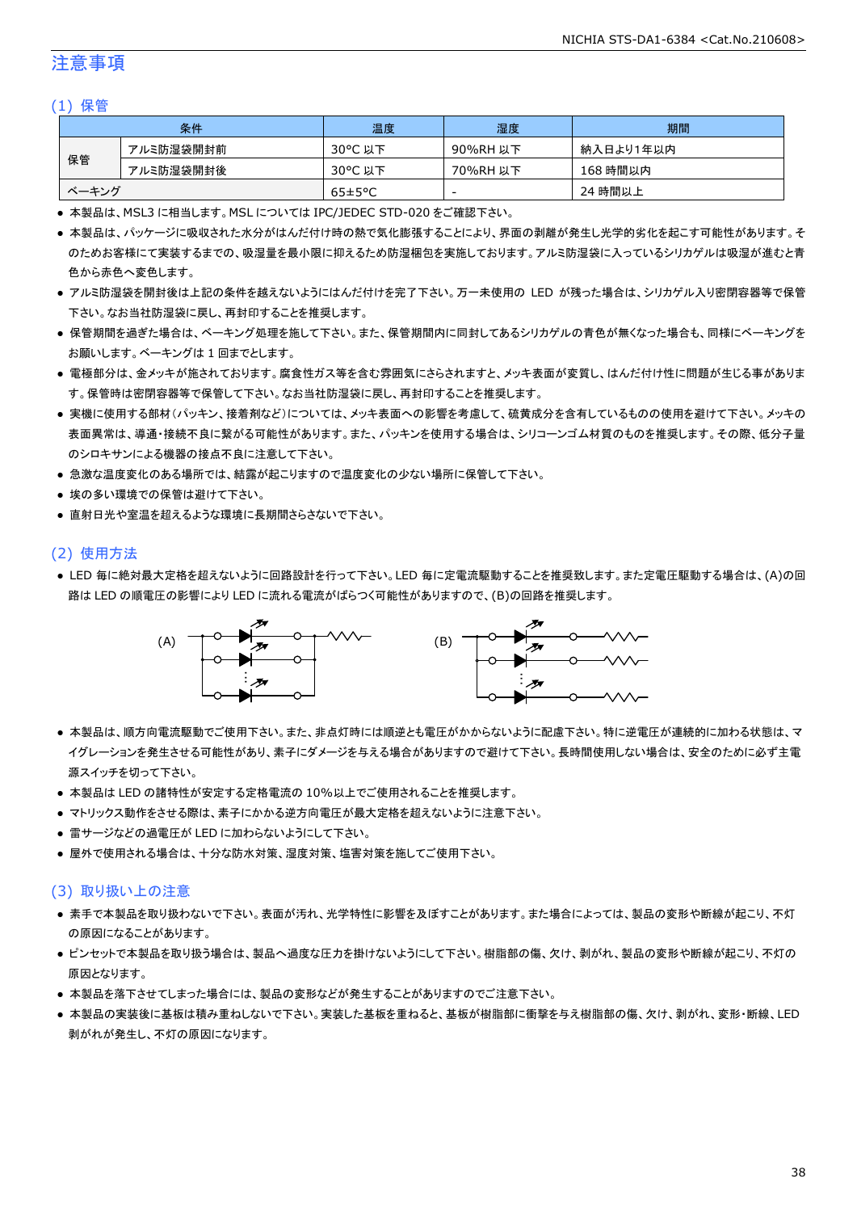# 注意事項

## (1) 保管

| 条件 | | 温度 | 湿度 | 期間 |
|---|---|---|---|---|
| 保管 | アルミ防湿袋開封前 | 30°C 以下 | 90%RH 以下 | 納入日より1年以内 |
| | アルミ防湿袋開封後 | 30°C 以下 | 70%RH 以下 | 168 時間以内 |
| ベーキング | | 65±5°C | - | 24 時間以上 |

- 本製品は、MSL3 に相当します。MSL については IPC/JEDEC STD-020 をご確認下さい。
- 本製品は、パッケージに吸収された水分がはんだ付け時の熱で気化膨張することにより、界面の剥離が発生し光学的劣化を起こす可能性があります。そのためお客様にて実装するまでの、吸湿量を最小限に抑えるため防湿梱包を実施しております。アルミ防湿袋に入っているシリカゲルは吸湿が進むと青色から赤色へ変色します。
- アルミ防湿袋を開封後は上記の条件を越えないようにはんだ付けを完了下さい。万一未使用の LED が残った場合は、シリカゲル入り密閉容器等で保管下さい。なお当社防湿袋に戻し、再封印することを推奨します。
- 保管期間を過ぎた場合は、ベーキング処理を施して下さい。また、保管期間内に同封してあるシリカゲルの青色が無くなった場合も、同様にベーキングをお願いします。ベーキングは 1 回までとします。
- 電極部分は、金メッキが施されております。腐食性ガス等を含む雰囲気にさらされますと、メッキ表面が変質し、はんだ付け性に問題が生じる事があります。保管時は密閉容器等で保管して下さい。なお当社防湿袋に戻し、再封印することを推奨します。
- 実機に使用する部材(パッキン、接着剤など)については、メッキ表面への影響を考慮して、硫黄成分を含有しているものの使用を避けて下さい。メッキの表面異常は、導通・接続不良に繋がる可能性があります。また、パッキンを使用する場合は、シリコーンゴム材質のものを推奨します。その際、低分子量のシロキサンによる機器の接点不良に注意して下さい。
- 急激な温度変化のある場所では、結露が起こりますので温度変化の少ない場所に保管して下さい。
- 埃の多い環境での保管は避けて下さい。
- 直射日光や室温を超えるような環境に長期間さらさないで下さい。

## (2) 使用方法

- LED 毎に絶対最大定格を超えないように回路設計を行って下さい。LED 毎に定電流駆動することを推奨致します。また定電圧駆動する場合は、(A)の回路は LED の順電圧の影響により LED に流れる電流がばらつく可能性がありますので、(B)の回路を推奨します。

(A) (B)

- 本製品は、順方向電流駆動でご使用下さい。また、非点灯時には順逆とも電圧がかからないように配慮下さい。特に逆電圧が連続的に加わる状態は、マイグレーションを発生させる可能性があり、素子にダメージを与える場合がありますので避けて下さい。長時間使用しない場合は、安全のために必ず主電源スイッチを切って下さい。
- 本製品は LED の諸特性が安定する定格電流の 10%以上でご使用されることを推奨します。
- マトリックス動作をさせる際は、素子にかかる逆方向電圧が最大定格を超えないように注意下さい。
- 雷サージなどの過電圧が LED に加わらないようにして下さい。
- 屋外で使用される場合は、十分な防水対策、湿度対策、塩害対策を施してご使用下さい。

## (3) 取り扱い上の注意

- 素手で本製品を取り扱わないで下さい。表面が汚れ、光学特性に影響を及ぼすことがあります。また場合によっては、製品の変形や断線が起こり、不灯の原因になることがあります。
- ピンセットで本製品を取り扱う場合は、製品へ過度な圧力を掛けないようにして下さい。樹脂部の傷、欠け、剥がれ、製品の変形や断線が起こり、不灯の原因となります。
- 本製品を落下させてしまった場合には、製品の変形などが発生することがありますのでご注意下さい。
- 本製品の実装後に基板は積み重ねしないで下さい。実装した基板を重ねると、基板が樹脂部に衝撃を与え樹脂部の傷、欠け、剥がれ、変形・断線、LED 剥がれが発生し、不灯の原因になります。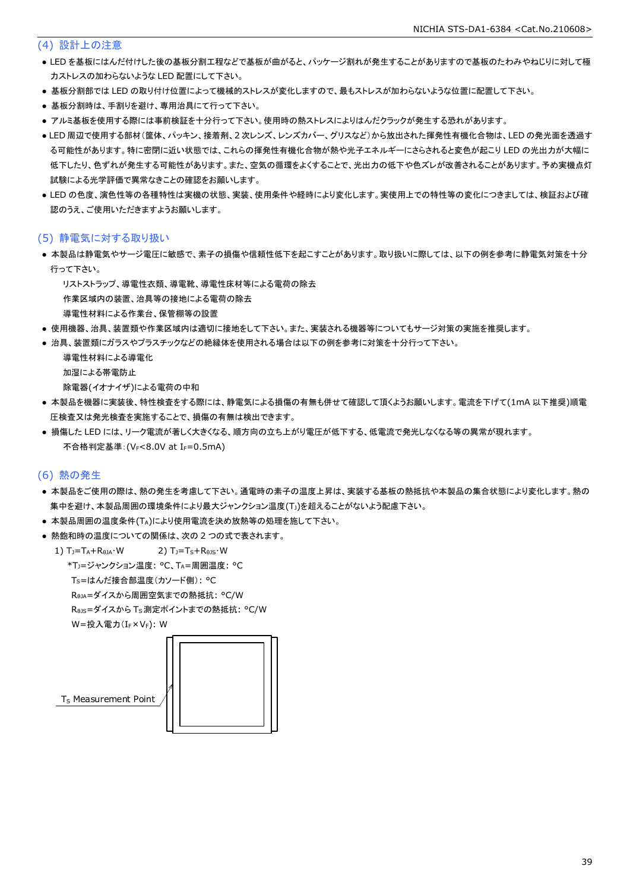### (4) 設計上の注意

- LED を基板にはんだ付けした後の基板分割工程などで基板が曲がると、パッケージ割れが発生することがありますので基板のたわみやねじりに対して極力ストレスの加わらないような LED 配置にして下さい。
- 基板分割部では LED の取り付け位置によって機械的ストレスが変化しますので、最もストレスが加わらないような位置に配置して下さい。
- 基板分割時は、手割りを避け、専用治具にて行って下さい。
- アルミ基板を使用する際には事前検証を十分行って下さい。使用時の熱ストレスによりはんだクラックが発生する恐れがあります。
- LED 周辺で使用する部材（筐体、パッキン、接着剤、2 次レンズ、レンズカバー、グリスなど）から放出された揮発性有機化合物は、LED の発光面を透過する可能性があります。特に密閉に近い状態では、これらの揮発性有機化合物が熱や光子エネルギーにさらされると変色が起こり LED の光出力が大幅に低下したり、色ずれが発生する可能性があります。また、空気の循環をよくすることで、光出力の低下や色ズレが改善されることがあります。予め実機点灯試験による光学評価で異常なきことの確認をお願いします。
- LED の色度、演色性等の各種特性は実機の状態、実装、使用条件や経時により変化します。実使用上での特性等の変化につきましては、検証および確認のうえ、ご使用いただきますようお願いします。

### (5) 静電気に対する取り扱い

- 本製品は静電気やサージ電圧に敏感で、素子の損傷や信頼性低下を起こすことがあります。取り扱いに際しては、以下の例を参考に静電気対策を十分行って下さい。
  - リストストラップ、導電性衣類、導電靴、導電性床材等による電荷の除去
  - 作業区域内の装置、治具等の接地による電荷の除去
  - 導電性材料による作業台、保管棚等の設置
- 使用機器、治具、装置類や作業区域内は適切に接地をして下さい。また、実装される機器等についてもサージ対策の実施を推奨します。
- 治具、装置類にガラスやプラスチックなどの絶縁体を使用される場合は以下の例を参考に対策を十分行って下さい。
  - 導電性材料による導電化
  - 加湿による帯電防止
  - 除電器(イオナイザ)による電荷の中和
- 本製品を機器に実装後、特性検査をする際には、静電気による損傷の有無も併せて確認して頂くようお願いします。電流を下げて(1mA 以下推奨)順電圧検査又は発光検査を実施することで、損傷の有無は検出できます。
- 損傷した LED には、リーク電流が著しく大きくなる、順方向の立ち上がり電圧が低下する、低電流で発光しなくなる等の異常が現れます。
  - 不合格判定基準：($V_F$<8.0V at $I_F$=0.5mA)

### (6) 熱の発生

- 本製品をご使用の際は、熱の発生を考慮して下さい。通電時の素子の温度上昇は、実装する基板の熱抵抗や本製品の集合状態により変化します。熱の集中を避け、本製品周囲の環境条件により最大ジャンクション温度($T_J$)を超えることがないよう配慮下さい。
- 本製品周囲の温度条件($T_A$)により使用電流を決め放熱等の処理を施して下さい。
- 熱飽和時の温度についての関係は、次の 2 つの式で表されます。

1) $T_J=T_A+R_{θJA}\cdot W$　　2) $T_J=T_S+R_{θJS}\cdot W$

*$T_J$=ジャンクション温度: °C、$T_A$=周囲温度: °C
$T_S$=はんだ接合部温度（カソード側）: °C
$R_{θJA}$=ダイスから周囲空気までの熱抵抗: °C/W
$R_{θJS}$=ダイスから $T_S$ 測定ポイントまでの熱抵抗: °C/W
W=投入電力($I_F$×$V_F$): W

$T_S$ Measurement Point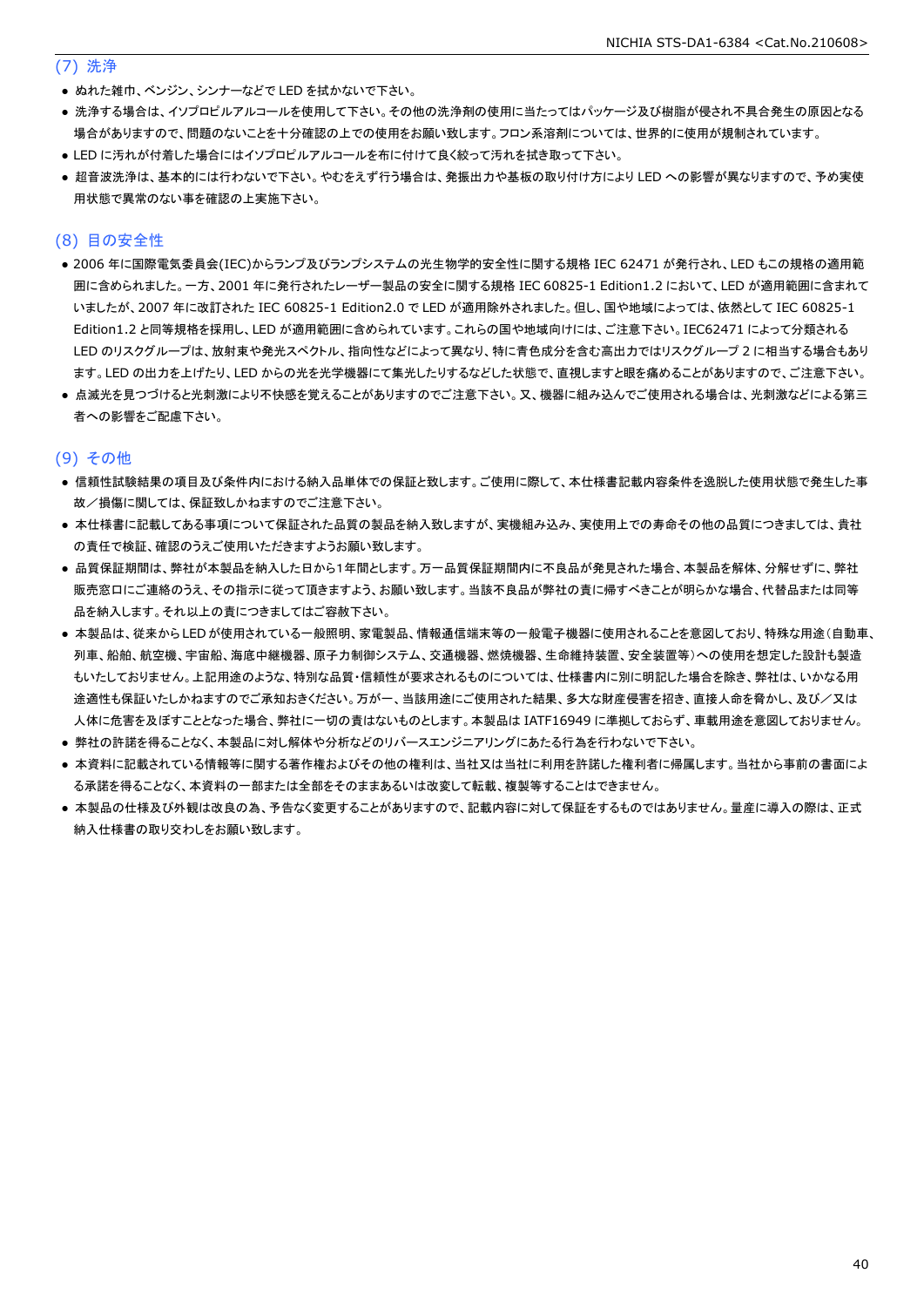## (7) 洗浄

- ぬれた雑巾、ベンジン、シンナーなどで LED を拭かないで下さい。
- 洗浄する場合は、イソプロピルアルコールを使用して下さい。その他の洗浄剤の使用に当たってはパッケージ及び樹脂が侵され不具合発生の原因となる場合がありますので、問題のないことを十分確認の上での使用をお願い致します。フロン系溶剤については、世界的に使用が規制されています。
- LED に汚れが付着した場合にはイソプロピルアルコールを布に付けて良く絞って汚れを拭き取って下さい。
- 超音波洗浄は、基本的には行わないで下さい。やむをえず行う場合は、発振出力や基板の取り付け方により LED への影響が異なりますので、予め実使用状態で異常のない事を確認の上実施下さい。

## (8) 目の安全性

- 2006 年に国際電気委員会(IEC)からランプ及びランプシステムの光生物学的安全性に関する規格 IEC 62471 が発行され、LED もこの規格の適用範囲に含められました。一方、2001 年に発行されたレーザー製品の安全に関する規格 IEC 60825-1 Edition1.2 において、LED が適用範囲に含まれていましたが、2007 年に改訂された IEC 60825-1 Edition2.0 で LED が適用除外されました。但し、国や地域によっては、依然として IEC 60825-1 Edition1.2 と同等規格を採用し、LED が適用範囲に含められています。これらの国や地域向けには、ご注意下さい。IEC62471 によって分類される LED のリスクグループは、放射束や発光スペクトル、指向性などによって異なり、特に青色成分を含む高出力ではリスクグループ 2 に相当する場合もあります。LED の出力を上げたり、LED からの光を光学機器にて集光したりするなどした状態で、直視しますと眼を痛めることがありますので、ご注意下さい。
- 点滅光を見つづけると光刺激により不快感を覚えることがありますのでご注意下さい。又、機器に組み込んでご使用される場合は、光刺激などによる第三者への影響をご配慮下さい。

## (9) その他

- 信頼性試験結果の項目及び条件内における納入品単体での保証と致します。ご使用に際して、本仕様書記載内容条件を逸脱した使用状態で発生した事故／損傷に関しては、保証致しかねますのでご注意下さい。
- 本仕様書に記載してある事項について保証された品質の製品を納入致しますが、実機組み込み、実使用上での寿命その他の品質につきましては、貴社の責任で検証、確認のうえご使用いただきますようお願い致します。
- 品質保証期間は、弊社が本製品を納入した日から1年間とします。万一品質保証期間内に不良品が発見された場合、本製品を解体、分解せずに、弊社販売窓口にご連絡のうえ、その指示に従って頂きますよう、お願い致します。当該不良品が弊社の責に帰すべきことが明らかな場合、代替品または同等品を納入します。それ以上の責につきましてはご容赦下さい。
- 本製品は、従来から LED が使用されている一般照明、家電製品、情報通信端末等の一般電子機器に使用されることを意図しており、特殊な用途（自動車、列車、船舶、航空機、宇宙船、海底中継機器、原子力制御システム、交通機器、燃焼機器、生命維持装置、安全装置等）への使用を想定した設計も製造もいたしておりません。上記用途のような、特別な品質・信頼性が要求されるものについては、仕様書内に別に明記した場合を除き、弊社は、いかなる用途適性も保証いたしかねますのでご承知おきください。万が一、当該用途にご使用された結果、多大な財産侵害を招き、直接人命を脅かし、及び／又は人体に危害を及ぼすこととなった場合、弊社に一切の責はないものとします。本製品は IATF16949 に準拠しておらず、車載用途を意図しておりません。
- 弊社の許諾を得ることなく、本製品に対し解体や分析などのリバースエンジニアリングにあたる行為を行わないで下さい。
- 本資料に記載されている情報等に関する著作権およびその他の権利は、当社又は当社に利用を許諾した権利者に帰属します。当社から事前の書面による承諾を得ることなく、本資料の一部または全部をそのままあるいは改変して転載、複製等することはできません。
- 本製品の仕様及び外観は改良の為、予告なく変更することがありますので、記載内容に対して保証をするものではありません。量産に導入の際は、正式納入仕様書の取り交わしをお願い致します。